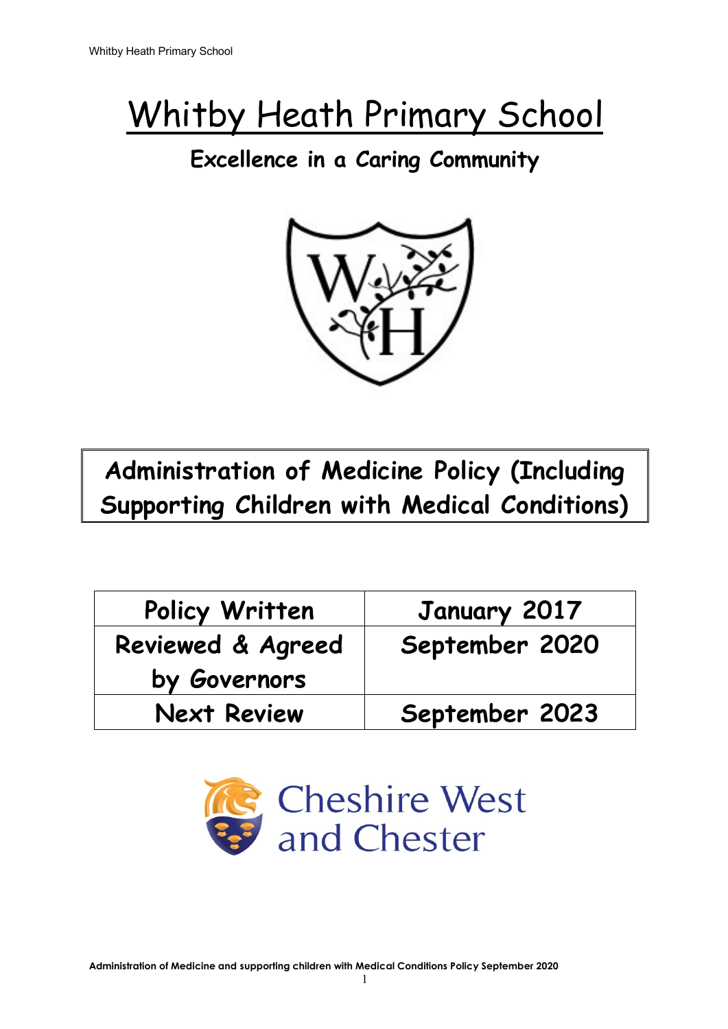# Whitby Heath Primary School

**Excellence in a Caring Community**

## Administration of Medicine Policy (Including Supporting Children with Medical Conditions)

| Policy Written | January 2017 |
|---|---|
| Reviewed & Agreed by Governors | September 2020 |
| Next Review | September 2023 |

Cheshire West and Chester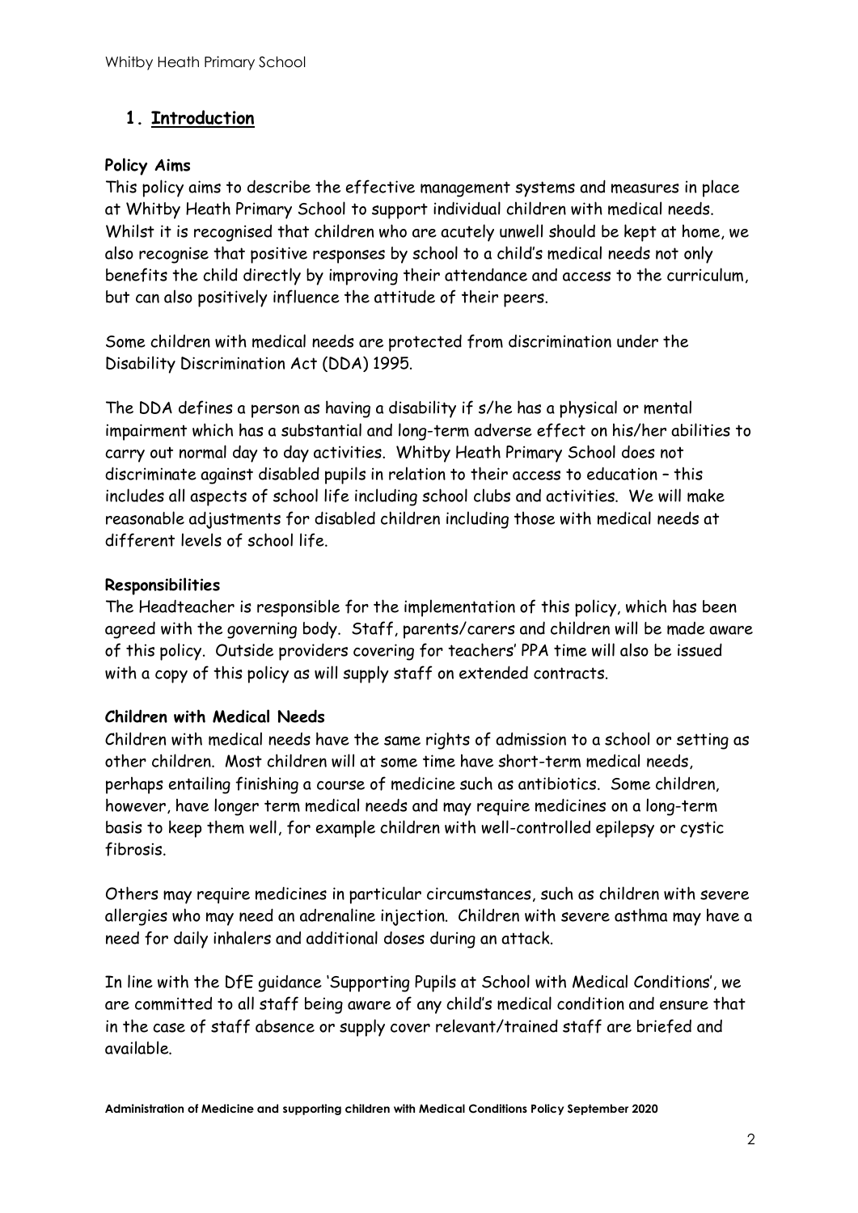## 1. Introduction

**Policy Aims**

This policy aims to describe the effective management systems and measures in place at Whitby Heath Primary School to support individual children with medical needs. Whilst it is recognised that children who are acutely unwell should be kept at home, we also recognise that positive responses by school to a child's medical needs not only benefits the child directly by improving their attendance and access to the curriculum, but can also positively influence the attitude of their peers.

Some children with medical needs are protected from discrimination under the Disability Discrimination Act (DDA) 1995.

The DDA defines a person as having a disability if s/he has a physical or mental impairment which has a substantial and long-term adverse effect on his/her abilities to carry out normal day to day activities. Whitby Heath Primary School does not discriminate against disabled pupils in relation to their access to education – this includes all aspects of school life including school clubs and activities. We will make reasonable adjustments for disabled children including those with medical needs at different levels of school life.

**Responsibilities**

The Headteacher is responsible for the implementation of this policy, which has been agreed with the governing body. Staff, parents/carers and children will be made aware of this policy. Outside providers covering for teachers' PPA time will also be issued with a copy of this policy as will supply staff on extended contracts.

**Children with Medical Needs**

Children with medical needs have the same rights of admission to a school or setting as other children. Most children will at some time have short-term medical needs, perhaps entailing finishing a course of medicine such as antibiotics. Some children, however, have longer term medical needs and may require medicines on a long-term basis to keep them well, for example children with well-controlled epilepsy or cystic fibrosis.

Others may require medicines in particular circumstances, such as children with severe allergies who may need an adrenaline injection. Children with severe asthma may have a need for daily inhalers and additional doses during an attack.

In line with the DfE guidance 'Supporting Pupils at School with Medical Conditions', we are committed to all staff being aware of any child's medical condition and ensure that in the case of staff absence or supply cover relevant/trained staff are briefed and available.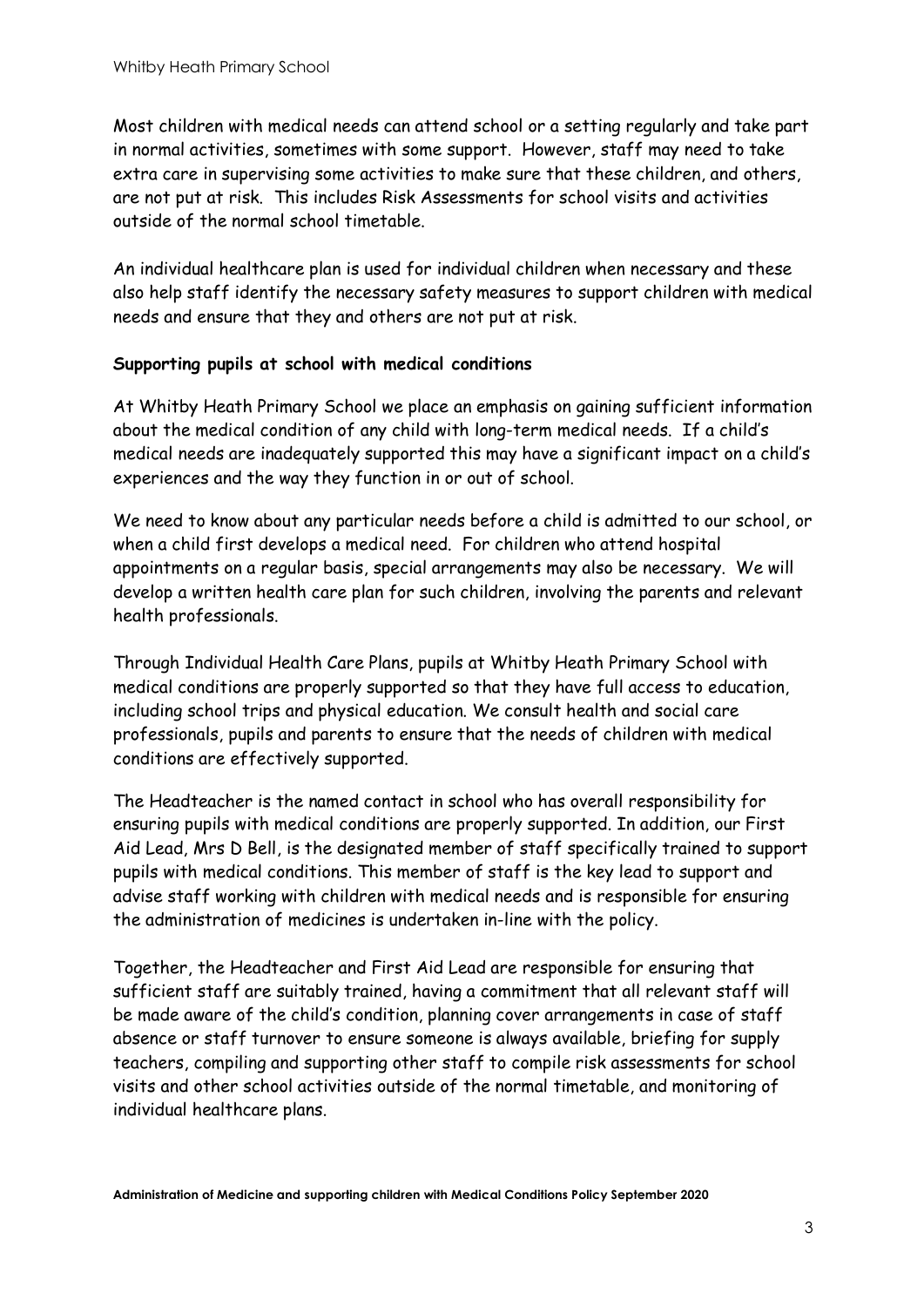Most children with medical needs can attend school or a setting regularly and take part in normal activities, sometimes with some support. However, staff may need to take extra care in supervising some activities to make sure that these children, and others, are not put at risk. This includes Risk Assessments for school visits and activities outside of the normal school timetable.

An individual healthcare plan is used for individual children when necessary and these also help staff identify the necessary safety measures to support children with medical needs and ensure that they and others are not put at risk.

**Supporting pupils at school with medical conditions**

At Whitby Heath Primary School we place an emphasis on gaining sufficient information about the medical condition of any child with long-term medical needs. If a child's medical needs are inadequately supported this may have a significant impact on a child's experiences and the way they function in or out of school.

We need to know about any particular needs before a child is admitted to our school, or when a child first develops a medical need. For children who attend hospital appointments on a regular basis, special arrangements may also be necessary. We will develop a written health care plan for such children, involving the parents and relevant health professionals.

Through Individual Health Care Plans, pupils at Whitby Heath Primary School with medical conditions are properly supported so that they have full access to education, including school trips and physical education. We consult health and social care professionals, pupils and parents to ensure that the needs of children with medical conditions are effectively supported.

The Headteacher is the named contact in school who has overall responsibility for ensuring pupils with medical conditions are properly supported. In addition, our First Aid Lead, Mrs D Bell, is the designated member of staff specifically trained to support pupils with medical conditions. This member of staff is the key lead to support and advise staff working with children with medical needs and is responsible for ensuring the administration of medicines is undertaken in-line with the policy.

Together, the Headteacher and First Aid Lead are responsible for ensuring that sufficient staff are suitably trained, having a commitment that all relevant staff will be made aware of the child's condition, planning cover arrangements in case of staff absence or staff turnover to ensure someone is always available, briefing for supply teachers, compiling and supporting other staff to compile risk assessments for school visits and other school activities outside of the normal timetable, and monitoring of individual healthcare plans.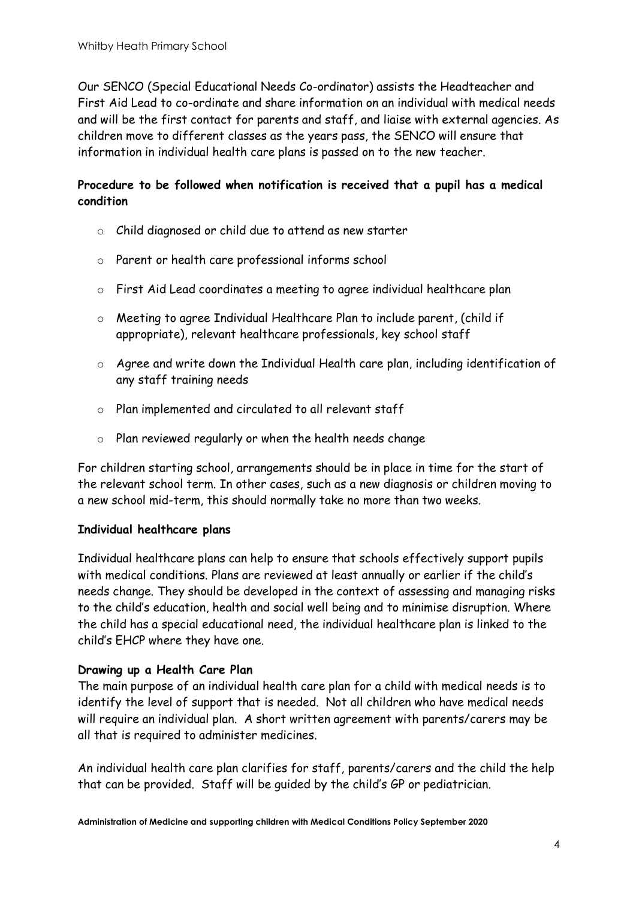Our SENCO (Special Educational Needs Co-ordinator) assists the Headteacher and First Aid Lead to co-ordinate and share information on an individual with medical needs and will be the first contact for parents and staff, and liaise with external agencies. As children move to different classes as the years pass, the SENCO will ensure that information in individual health care plans is passed on to the new teacher.

**Procedure to be followed when notification is received that a pupil has a medical condition**

- Child diagnosed or child due to attend as new starter
- Parent or health care professional informs school
- First Aid Lead coordinates a meeting to agree individual healthcare plan
- Meeting to agree Individual Healthcare Plan to include parent, (child if appropriate), relevant healthcare professionals, key school staff
- Agree and write down the Individual Health care plan, including identification of any staff training needs
- Plan implemented and circulated to all relevant staff
- Plan reviewed regularly or when the health needs change

For children starting school, arrangements should be in place in time for the start of the relevant school term. In other cases, such as a new diagnosis or children moving to a new school mid-term, this should normally take no more than two weeks.

**Individual healthcare plans**

Individual healthcare plans can help to ensure that schools effectively support pupils with medical conditions. Plans are reviewed at least annually or earlier if the child's needs change. They should be developed in the context of assessing and managing risks to the child's education, health and social well being and to minimise disruption. Where the child has a special educational need, the individual healthcare plan is linked to the child's EHCP where they have one.

**Drawing up a Health Care Plan**

The main purpose of an individual health care plan for a child with medical needs is to identify the level of support that is needed. Not all children who have medical needs will require an individual plan. A short written agreement with parents/carers may be all that is required to administer medicines.

An individual health care plan clarifies for staff, parents/carers and the child the help that can be provided. Staff will be guided by the child's GP or pediatrician.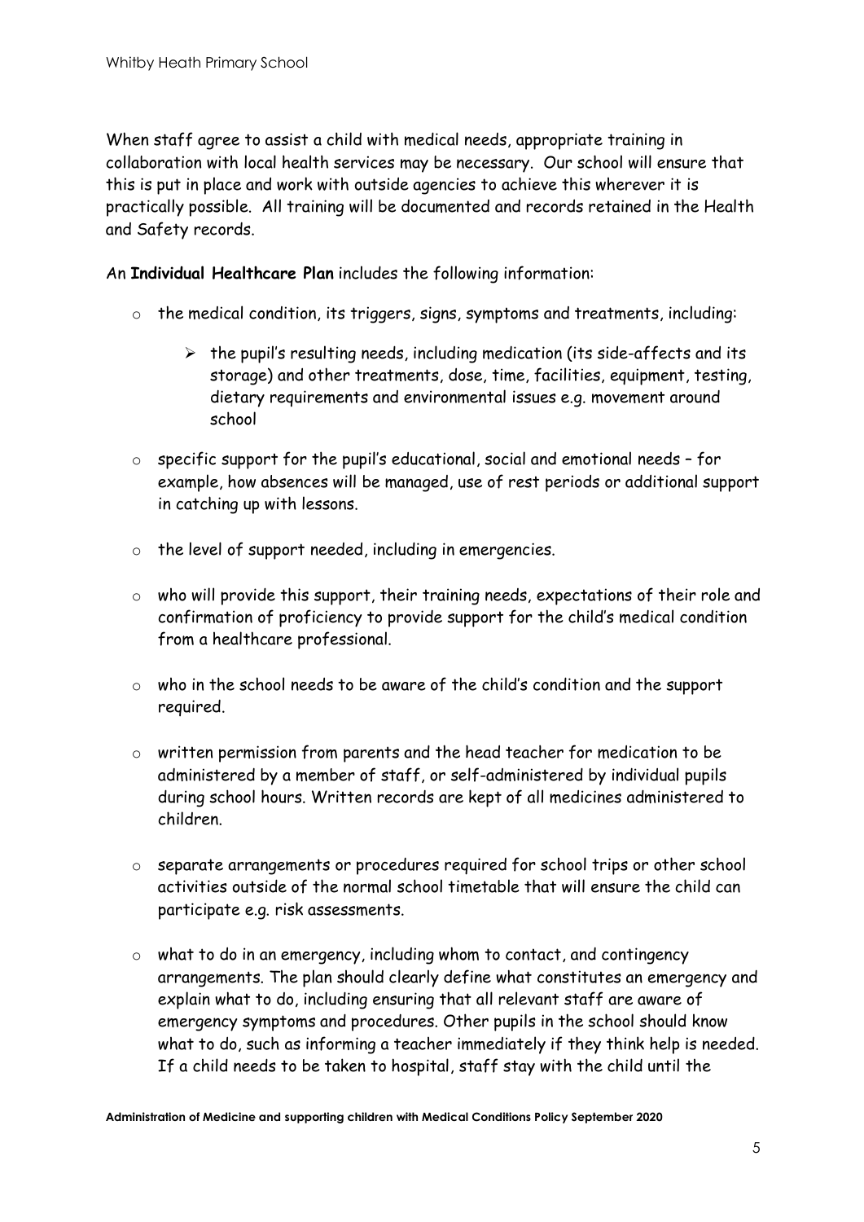When staff agree to assist a child with medical needs, appropriate training in collaboration with local health services may be necessary. Our school will ensure that this is put in place and work with outside agencies to achieve this wherever it is practically possible. All training will be documented and records retained in the Health and Safety records.

An **Individual Healthcare Plan** includes the following information:

- the medical condition, its triggers, signs, symptoms and treatments, including:
  - the pupil's resulting needs, including medication (its side-affects and its storage) and other treatments, dose, time, facilities, equipment, testing, dietary requirements and environmental issues e.g. movement around school
- specific support for the pupil's educational, social and emotional needs – for example, how absences will be managed, use of rest periods or additional support in catching up with lessons.
- the level of support needed, including in emergencies.
- who will provide this support, their training needs, expectations of their role and confirmation of proficiency to provide support for the child's medical condition from a healthcare professional.
- who in the school needs to be aware of the child's condition and the support required.
- written permission from parents and the head teacher for medication to be administered by a member of staff, or self-administered by individual pupils during school hours. Written records are kept of all medicines administered to children.
- separate arrangements or procedures required for school trips or other school activities outside of the normal school timetable that will ensure the child can participate e.g. risk assessments.
- what to do in an emergency, including whom to contact, and contingency arrangements. The plan should clearly define what constitutes an emergency and explain what to do, including ensuring that all relevant staff are aware of emergency symptoms and procedures. Other pupils in the school should know what to do, such as informing a teacher immediately if they think help is needed. If a child needs to be taken to hospital, staff stay with the child until the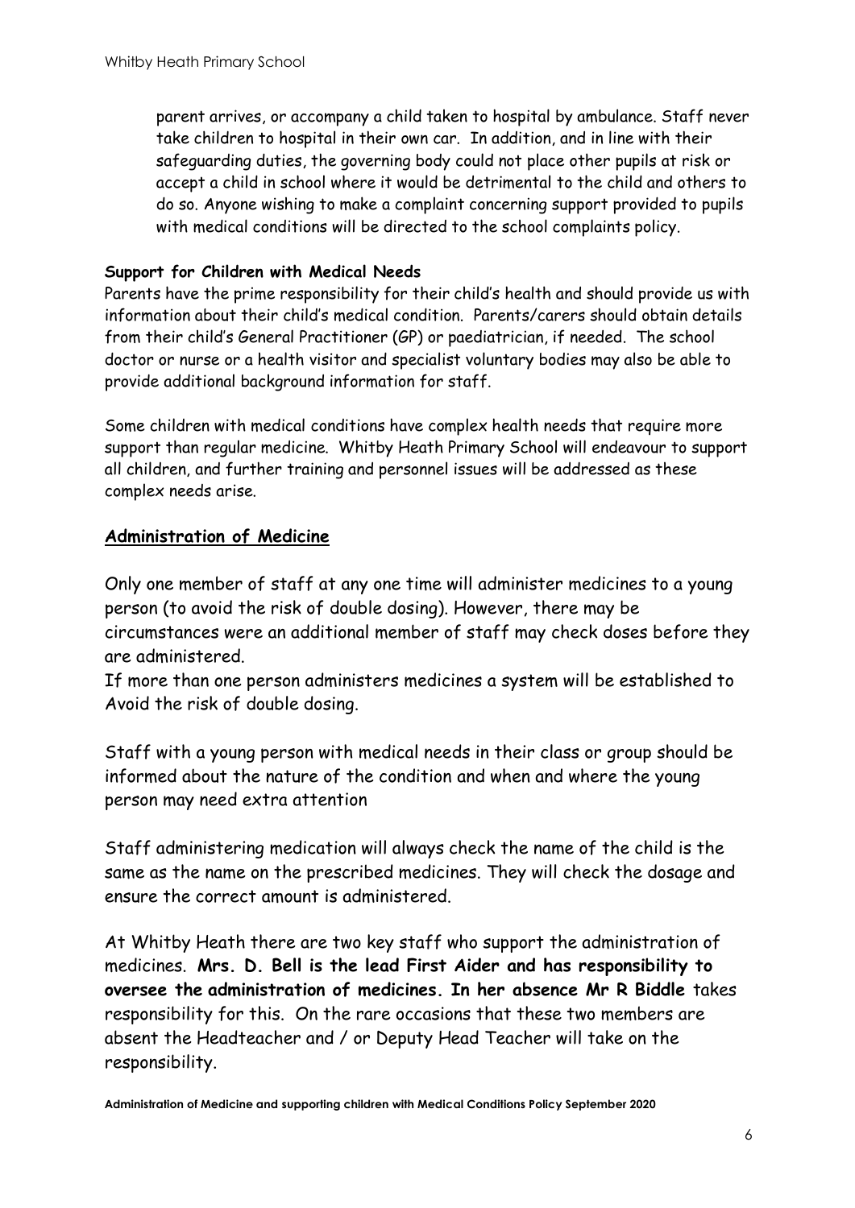parent arrives, or accompany a child taken to hospital by ambulance. Staff never take children to hospital in their own car. In addition, and in line with their safeguarding duties, the governing body could not place other pupils at risk or accept a child in school where it would be detrimental to the child and others to do so. Anyone wishing to make a complaint concerning support provided to pupils with medical conditions will be directed to the school complaints policy.

**Support for Children with Medical Needs**

Parents have the prime responsibility for their child's health and should provide us with information about their child's medical condition. Parents/carers should obtain details from their child's General Practitioner (GP) or paediatrician, if needed. The school doctor or nurse or a health visitor and specialist voluntary bodies may also be able to provide additional background information for staff.

Some children with medical conditions have complex health needs that require more support than regular medicine. Whitby Heath Primary School will endeavour to support all children, and further training and personnel issues will be addressed as these complex needs arise.

## Administration of Medicine

Only one member of staff at any one time will administer medicines to a young person (to avoid the risk of double dosing). However, there may be circumstances were an additional member of staff may check doses before they are administered.
If more than one person administers medicines a system will be established to Avoid the risk of double dosing.

Staff with a young person with medical needs in their class or group should be informed about the nature of the condition and when and where the young person may need extra attention

Staff administering medication will always check the name of the child is the same as the name on the prescribed medicines. They will check the dosage and ensure the correct amount is administered.

At Whitby Heath there are two key staff who support the administration of medicines. **Mrs. D. Bell is the lead First Aider and has responsibility to oversee the administration of medicines. In her absence Mr R Biddle** takes responsibility for this. On the rare occasions that these two members are absent the Headteacher and / or Deputy Head Teacher will take on the responsibility.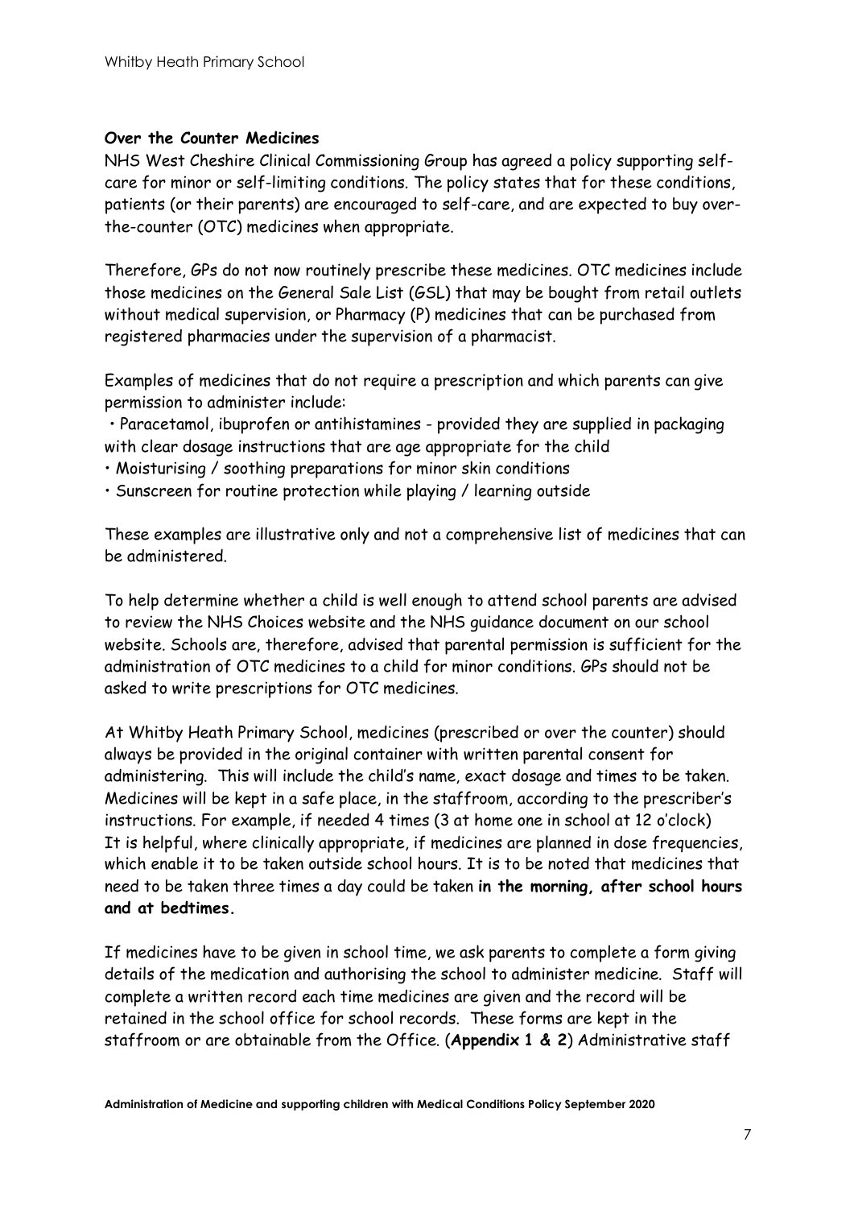**Over the Counter Medicines**

NHS West Cheshire Clinical Commissioning Group has agreed a policy supporting self-care for minor or self-limiting conditions. The policy states that for these conditions, patients (or their parents) are encouraged to self-care, and are expected to buy over-the-counter (OTC) medicines when appropriate.

Therefore, GPs do not now routinely prescribe these medicines. OTC medicines include those medicines on the General Sale List (GSL) that may be bought from retail outlets without medical supervision, or Pharmacy (P) medicines that can be purchased from registered pharmacies under the supervision of a pharmacist.

Examples of medicines that do not require a prescription and which parents can give permission to administer include:

- Paracetamol, ibuprofen or antihistamines - provided they are supplied in packaging with clear dosage instructions that are age appropriate for the child
- Moisturising / soothing preparations for minor skin conditions
- Sunscreen for routine protection while playing / learning outside

These examples are illustrative only and not a comprehensive list of medicines that can be administered.

To help determine whether a child is well enough to attend school parents are advised to review the NHS Choices website and the NHS guidance document on our school website. Schools are, therefore, advised that parental permission is sufficient for the administration of OTC medicines to a child for minor conditions. GPs should not be asked to write prescriptions for OTC medicines.

At Whitby Heath Primary School, medicines (prescribed or over the counter) should always be provided in the original container with written parental consent for administering. This will include the child's name, exact dosage and times to be taken. Medicines will be kept in a safe place, in the staffroom, according to the prescriber's instructions. For example, if needed 4 times (3 at home one in school at 12 o'clock) It is helpful, where clinically appropriate, if medicines are planned in dose frequencies, which enable it to be taken outside school hours. It is to be noted that medicines that need to be taken three times a day could be taken **in the morning, after school hours and at bedtimes.**

If medicines have to be given in school time, we ask parents to complete a form giving details of the medication and authorising the school to administer medicine. Staff will complete a written record each time medicines are given and the record will be retained in the school office for school records. These forms are kept in the staffroom or are obtainable from the Office. (**Appendix 1 & 2**) Administrative staff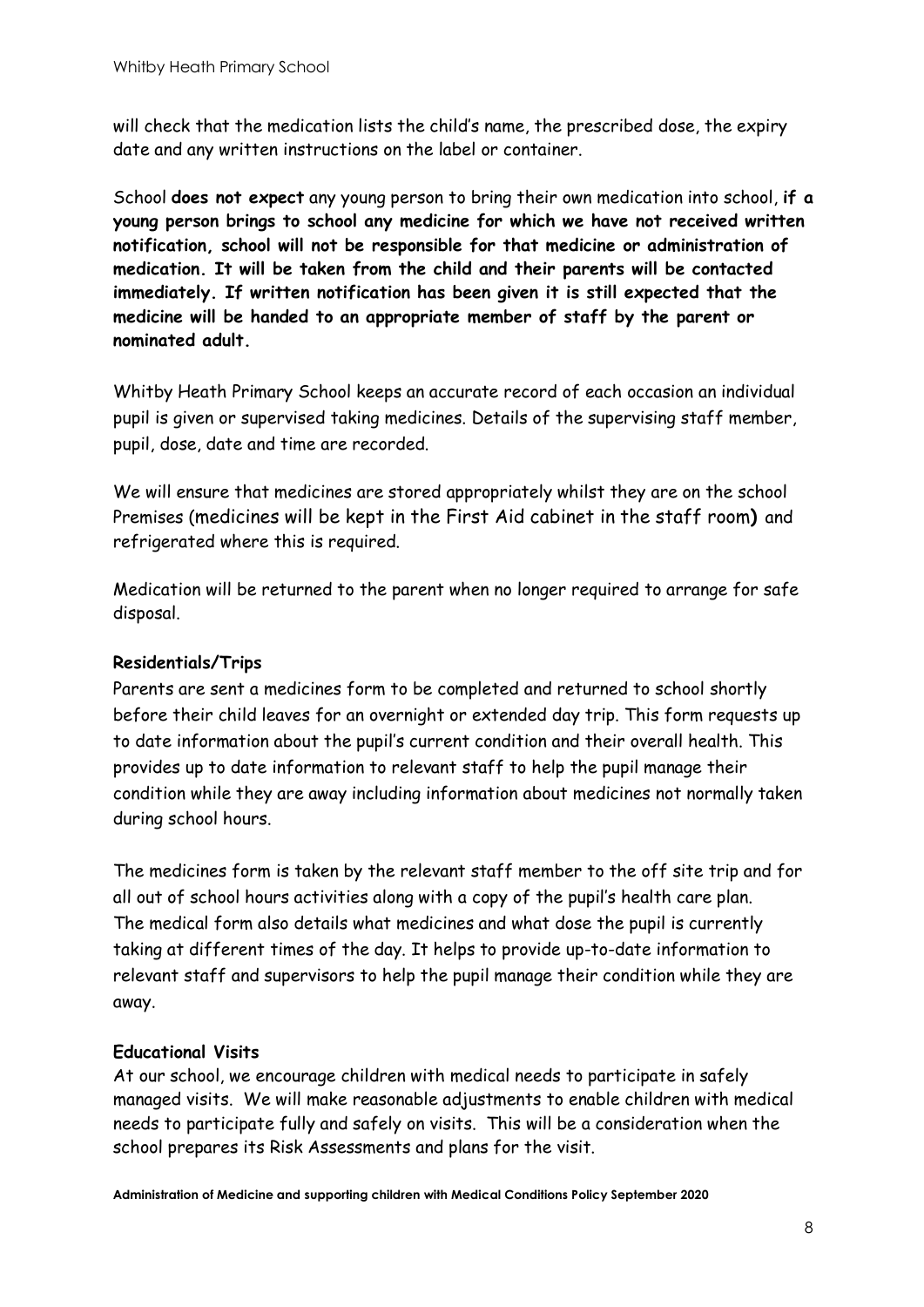will check that the medication lists the child's name, the prescribed dose, the expiry date and any written instructions on the label or container.

School **does not expect** any young person to bring their own medication into school, **if a young person brings to school any medicine for which we have not received written notification, school will not be responsible for that medicine or administration of medication. It will be taken from the child and their parents will be contacted immediately. If written notification has been given it is still expected that the medicine will be handed to an appropriate member of staff by the parent or nominated adult.**

Whitby Heath Primary School keeps an accurate record of each occasion an individual pupil is given or supervised taking medicines. Details of the supervising staff member, pupil, dose, date and time are recorded.

We will ensure that medicines are stored appropriately whilst they are on the school Premises (medicines will be kept in the First Aid cabinet in the staff room**)** and refrigerated where this is required.

Medication will be returned to the parent when no longer required to arrange for safe disposal.

**Residentials/Trips**

Parents are sent a medicines form to be completed and returned to school shortly before their child leaves for an overnight or extended day trip. This form requests up to date information about the pupil's current condition and their overall health. This provides up to date information to relevant staff to help the pupil manage their condition while they are away including information about medicines not normally taken during school hours.

The medicines form is taken by the relevant staff member to the off site trip and for all out of school hours activities along with a copy of the pupil's health care plan. The medical form also details what medicines and what dose the pupil is currently taking at different times of the day. It helps to provide up-to-date information to relevant staff and supervisors to help the pupil manage their condition while they are away.

**Educational Visits**

At our school, we encourage children with medical needs to participate in safely managed visits. We will make reasonable adjustments to enable children with medical needs to participate fully and safely on visits. This will be a consideration when the school prepares its Risk Assessments and plans for the visit.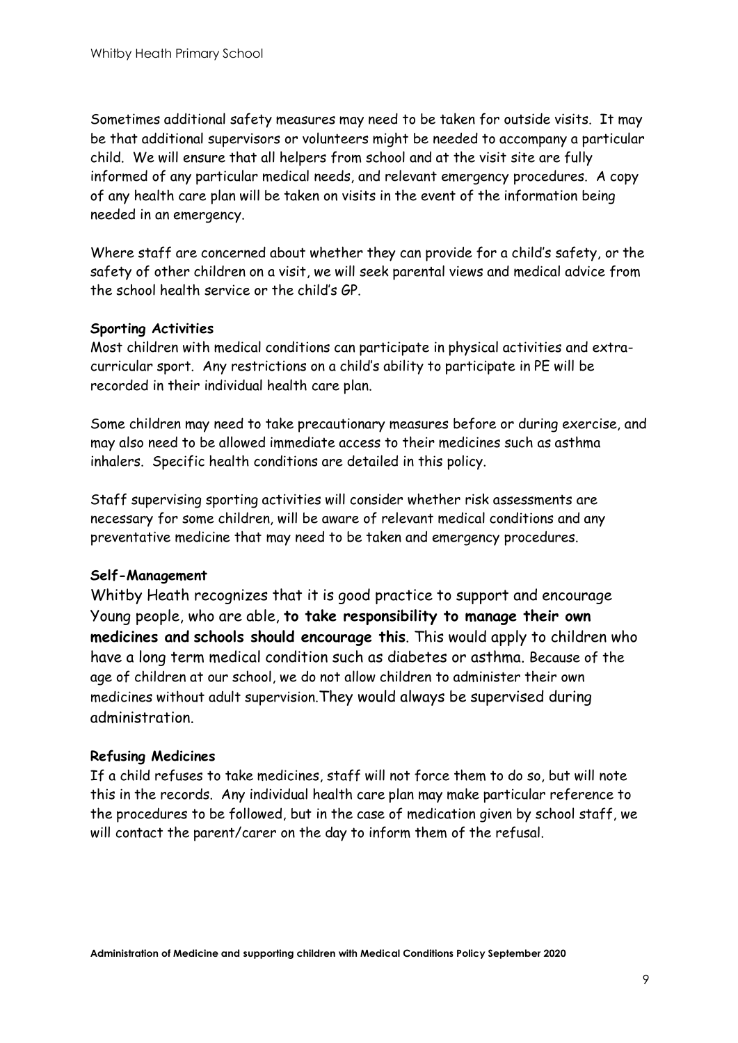Sometimes additional safety measures may need to be taken for outside visits. It may be that additional supervisors or volunteers might be needed to accompany a particular child. We will ensure that all helpers from school and at the visit site are fully informed of any particular medical needs, and relevant emergency procedures. A copy of any health care plan will be taken on visits in the event of the information being needed in an emergency.

Where staff are concerned about whether they can provide for a child's safety, or the safety of other children on a visit, we will seek parental views and medical advice from the school health service or the child's GP.

**Sporting Activities**

Most children with medical conditions can participate in physical activities and extra-curricular sport. Any restrictions on a child's ability to participate in PE will be recorded in their individual health care plan.

Some children may need to take precautionary measures before or during exercise, and may also need to be allowed immediate access to their medicines such as asthma inhalers. Specific health conditions are detailed in this policy.

Staff supervising sporting activities will consider whether risk assessments are necessary for some children, will be aware of relevant medical conditions and any preventative medicine that may need to be taken and emergency procedures.

**Self-Management**

Whitby Heath recognizes that it is good practice to support and encourage Young people, who are able, **to take responsibility to manage their own medicines and schools should encourage this**. This would apply to children who have a long term medical condition such as diabetes or asthma. Because of the age of children at our school, we do not allow children to administer their own medicines without adult supervision.They would always be supervised during administration.

**Refusing Medicines**

If a child refuses to take medicines, staff will not force them to do so, but will note this in the records. Any individual health care plan may make particular reference to the procedures to be followed, but in the case of medication given by school staff, we will contact the parent/carer on the day to inform them of the refusal.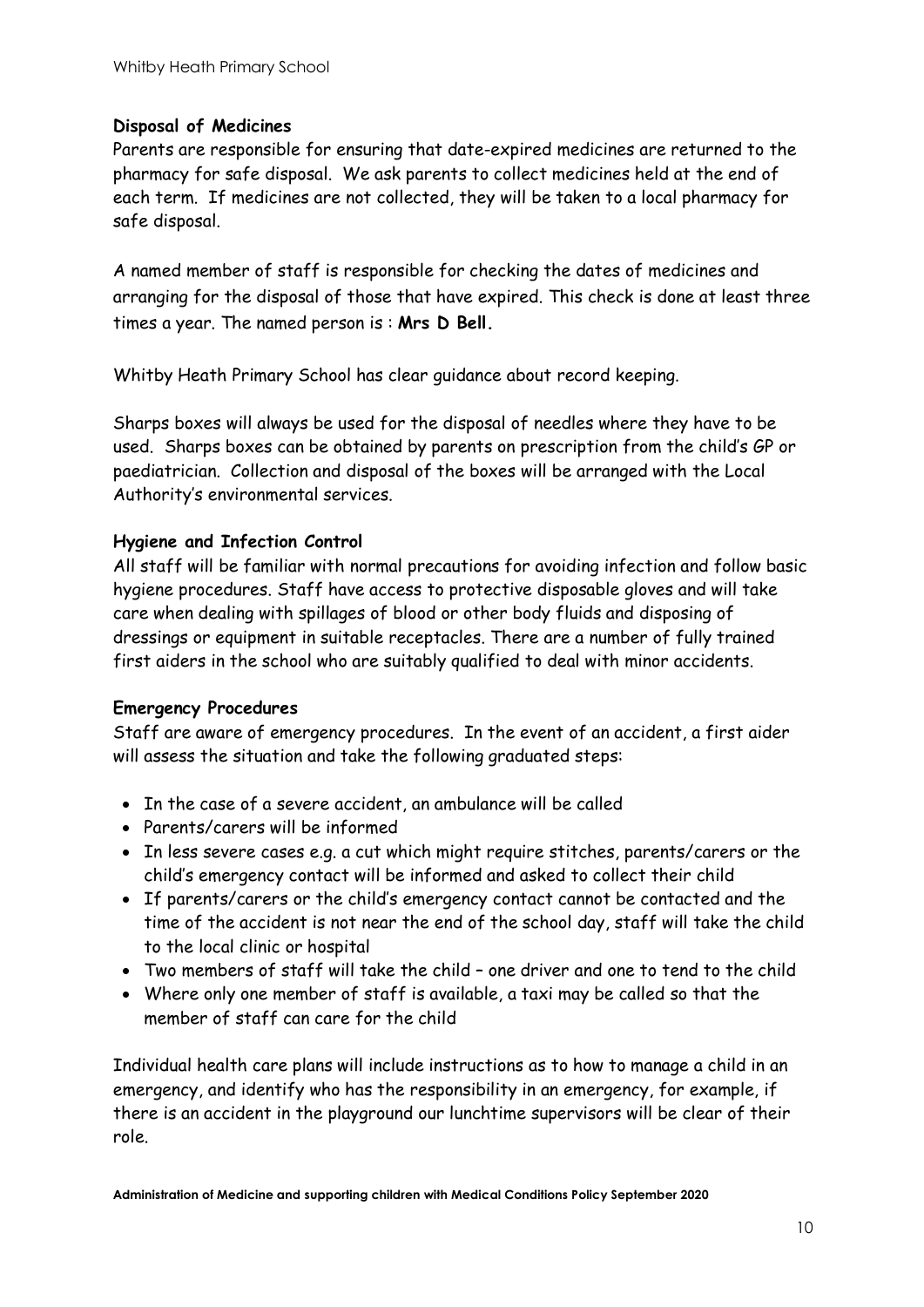**Disposal of Medicines**

Parents are responsible for ensuring that date-expired medicines are returned to the pharmacy for safe disposal. We ask parents to collect medicines held at the end of each term. If medicines are not collected, they will be taken to a local pharmacy for safe disposal.

A named member of staff is responsible for checking the dates of medicines and arranging for the disposal of those that have expired. This check is done at least three times a year. The named person is : **Mrs D Bell.**

Whitby Heath Primary School has clear guidance about record keeping.

Sharps boxes will always be used for the disposal of needles where they have to be used. Sharps boxes can be obtained by parents on prescription from the child's GP or paediatrician. Collection and disposal of the boxes will be arranged with the Local Authority's environmental services.

**Hygiene and Infection Control**

All staff will be familiar with normal precautions for avoiding infection and follow basic hygiene procedures. Staff have access to protective disposable gloves and will take care when dealing with spillages of blood or other body fluids and disposing of dressings or equipment in suitable receptacles. There are a number of fully trained first aiders in the school who are suitably qualified to deal with minor accidents.

**Emergency Procedures**

Staff are aware of emergency procedures. In the event of an accident, a first aider will assess the situation and take the following graduated steps:

- In the case of a severe accident, an ambulance will be called
- Parents/carers will be informed
- In less severe cases e.g. a cut which might require stitches, parents/carers or the child's emergency contact will be informed and asked to collect their child
- If parents/carers or the child's emergency contact cannot be contacted and the time of the accident is not near the end of the school day, staff will take the child to the local clinic or hospital
- Two members of staff will take the child – one driver and one to tend to the child
- Where only one member of staff is available, a taxi may be called so that the member of staff can care for the child

Individual health care plans will include instructions as to how to manage a child in an emergency, and identify who has the responsibility in an emergency, for example, if there is an accident in the playground our lunchtime supervisors will be clear of their role.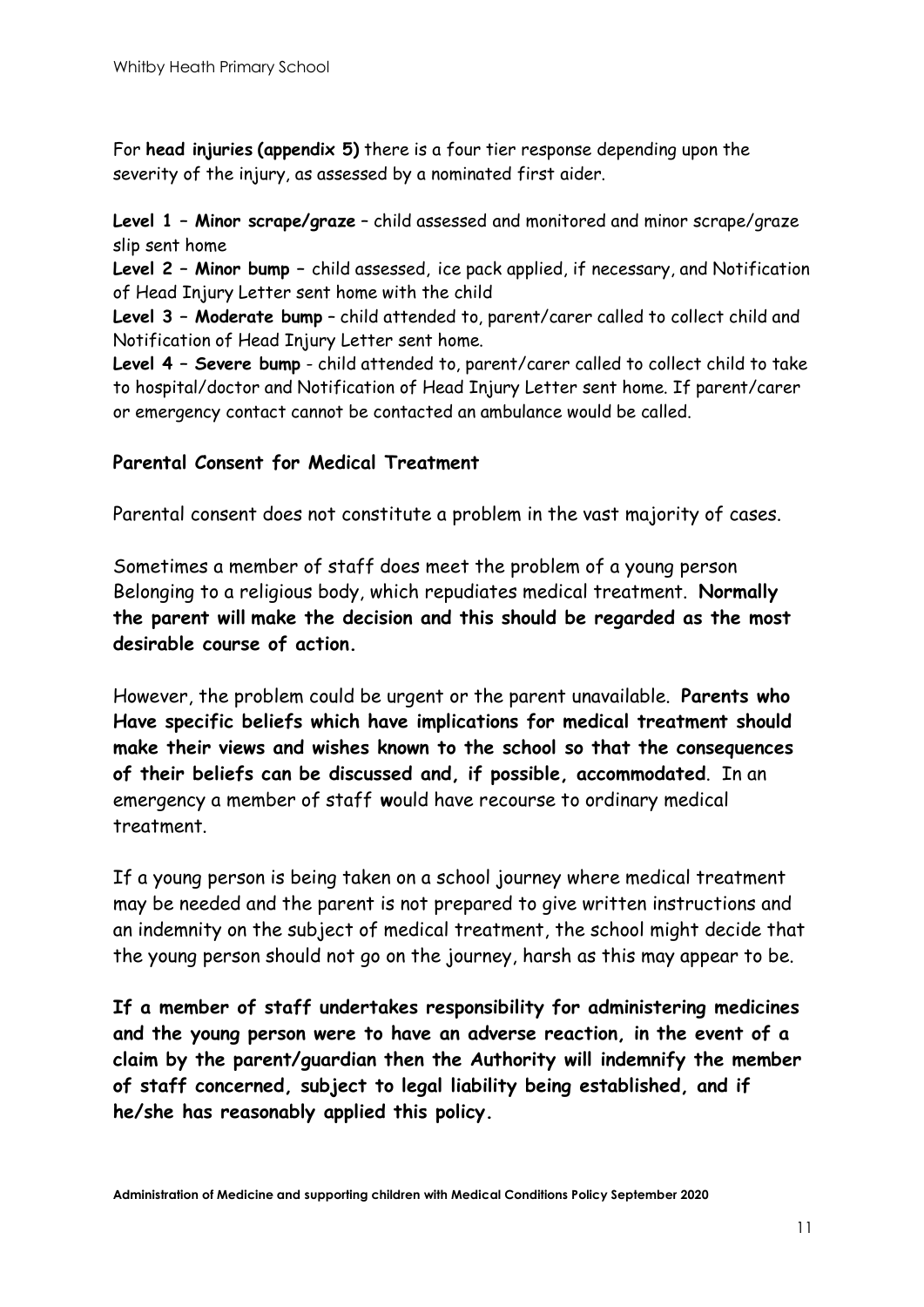For **head injuries (appendix 5)** there is a four tier response depending upon the severity of the injury, as assessed by a nominated first aider.

**Level 1 – Minor scrape/graze** – child assessed and monitored and minor scrape/graze slip sent home
**Level 2 – Minor bump –** child assessed, ice pack applied, if necessary, and Notification of Head Injury Letter sent home with the child
**Level 3 – Moderate bump** – child attended to, parent/carer called to collect child and Notification of Head Injury Letter sent home.
**Level 4 – Severe bump** - child attended to, parent/carer called to collect child to take to hospital/doctor and Notification of Head Injury Letter sent home. If parent/carer or emergency contact cannot be contacted an ambulance would be called.

### Parental Consent for Medical Treatment

Parental consent does not constitute a problem in the vast majority of cases.

Sometimes a member of staff does meet the problem of a young person Belonging to a religious body, which repudiates medical treatment. **Normally the parent will make the decision and this should be regarded as the most desirable course of action.**

However, the problem could be urgent or the parent unavailable. **Parents who Have specific beliefs which have implications for medical treatment should make their views and wishes known to the school so that the consequences of their beliefs can be discussed and, if possible, accommodated**. In an emergency a member of staff would have recourse to ordinary medical treatment.

If a young person is being taken on a school journey where medical treatment may be needed and the parent is not prepared to give written instructions and an indemnity on the subject of medical treatment, the school might decide that the young person should not go on the journey, harsh as this may appear to be.

**If a member of staff undertakes responsibility for administering medicines and the young person were to have an adverse reaction, in the event of a claim by the parent/guardian then the Authority will indemnify the member of staff concerned, subject to legal liability being established, and if he/she has reasonably applied this policy.**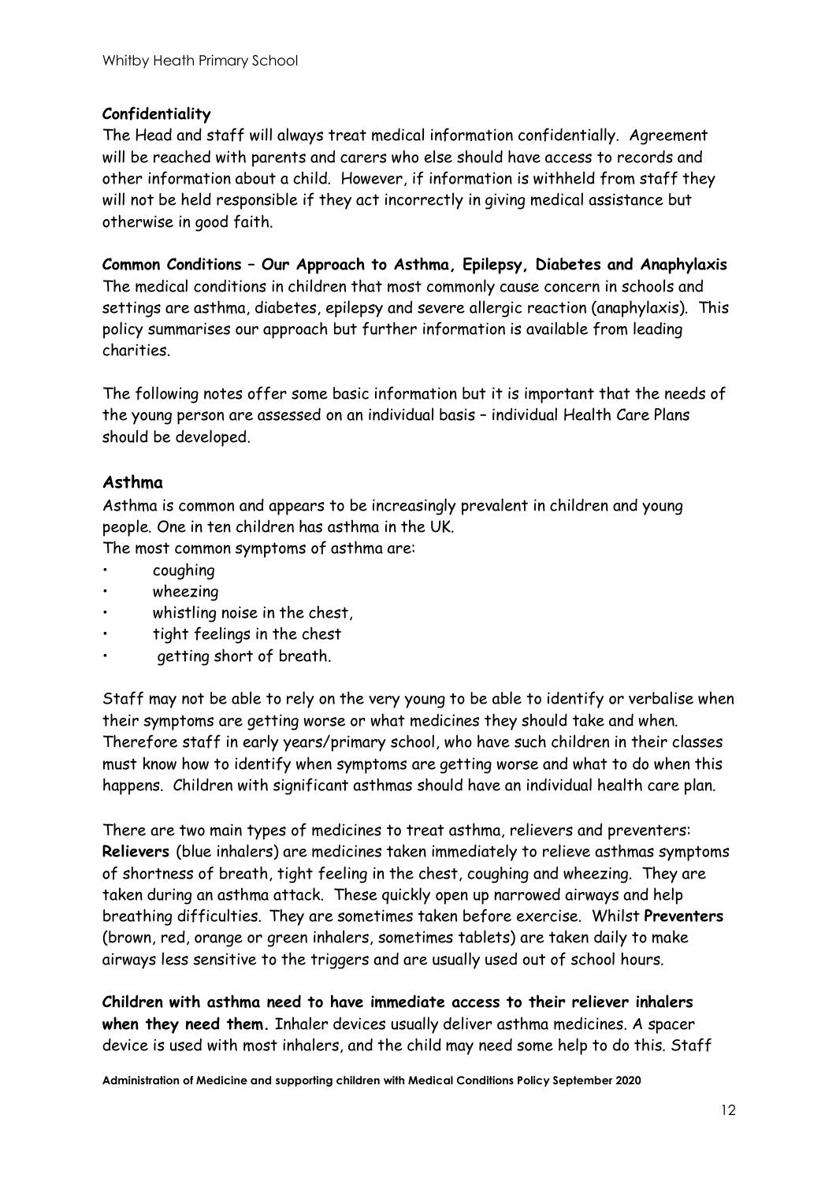**Confidentiality**

The Head and staff will always treat medical information confidentially. Agreement will be reached with parents and carers who else should have access to records and other information about a child. However, if information is withheld from staff they will not be held responsible if they act incorrectly in giving medical assistance but otherwise in good faith.

**Common Conditions – Our Approach to Asthma, Epilepsy, Diabetes and Anaphylaxis**

The medical conditions in children that most commonly cause concern in schools and settings are asthma, diabetes, epilepsy and severe allergic reaction (anaphylaxis). This policy summarises our approach but further information is available from leading charities.

The following notes offer some basic information but it is important that the needs of the young person are assessed on an individual basis – individual Health Care Plans should be developed.

## Asthma

Asthma is common and appears to be increasingly prevalent in children and young people. One in ten children has asthma in the UK.

The most common symptoms of asthma are:

- coughing
- wheezing
- whistling noise in the chest,
- tight feelings in the chest
- getting short of breath.

Staff may not be able to rely on the very young to be able to identify or verbalise when their symptoms are getting worse or what medicines they should take and when. Therefore staff in early years/primary school, who have such children in their classes must know how to identify when symptoms are getting worse and what to do when this happens. Children with significant asthmas should have an individual health care plan.

There are two main types of medicines to treat asthma, relievers and preventers: **Relievers** (blue inhalers) are medicines taken immediately to relieve asthmas symptoms of shortness of breath, tight feeling in the chest, coughing and wheezing. They are taken during an asthma attack. These quickly open up narrowed airways and help breathing difficulties. They are sometimes taken before exercise. Whilst **Preventers** (brown, red, orange or green inhalers, sometimes tablets) are taken daily to make airways less sensitive to the triggers and are usually used out of school hours.

**Children with asthma need to have immediate access to their reliever inhalers when they need them.** Inhaler devices usually deliver asthma medicines. A spacer device is used with most inhalers, and the child may need some help to do this. Staff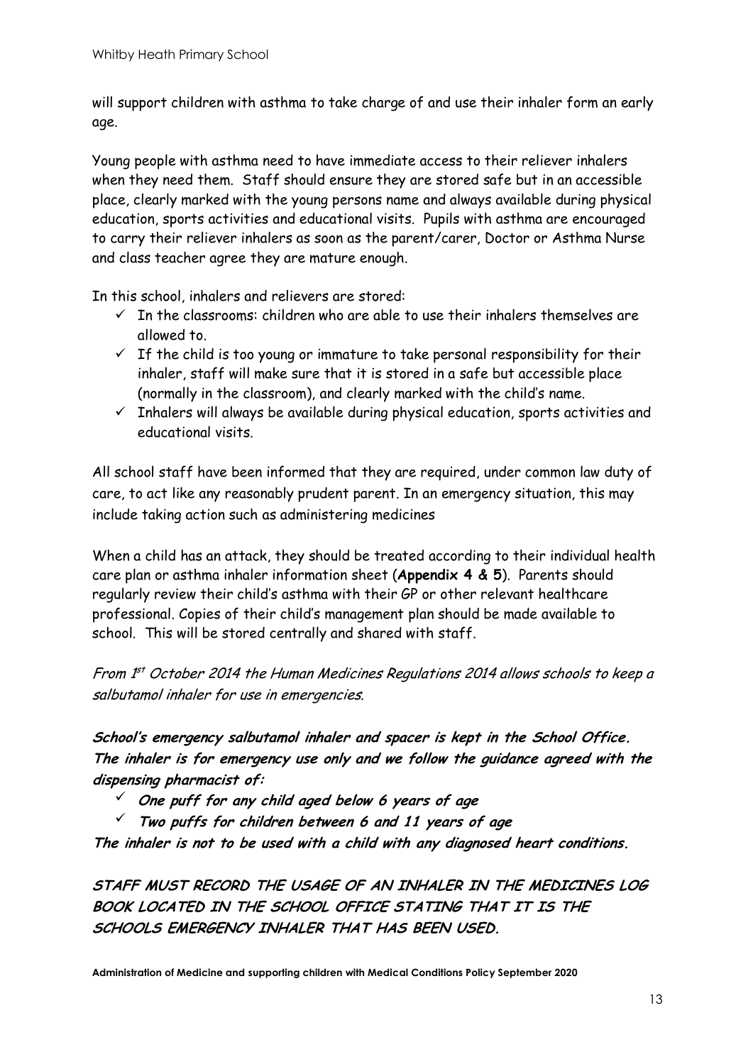will support children with asthma to take charge of and use their inhaler form an early age.

Young people with asthma need to have immediate access to their reliever inhalers when they need them. Staff should ensure they are stored safe but in an accessible place, clearly marked with the young persons name and always available during physical education, sports activities and educational visits. Pupils with asthma are encouraged to carry their reliever inhalers as soon as the parent/carer, Doctor or Asthma Nurse and class teacher agree they are mature enough.

In this school, inhalers and relievers are stored:

- ✓ In the classrooms: children who are able to use their inhalers themselves are allowed to.
- ✓ If the child is too young or immature to take personal responsibility for their inhaler, staff will make sure that it is stored in a safe but accessible place (normally in the classroom), and clearly marked with the child's name.
- ✓ Inhalers will always be available during physical education, sports activities and educational visits.

All school staff have been informed that they are required, under common law duty of care, to act like any reasonably prudent parent. In an emergency situation, this may include taking action such as administering medicines

When a child has an attack, they should be treated according to their individual health care plan or asthma inhaler information sheet (**Appendix 4 & 5**). Parents should regularly review their child's asthma with their GP or other relevant healthcare professional. Copies of their child's management plan should be made available to school. This will be stored centrally and shared with staff.

*From 1st October 2014 the Human Medicines Regulations 2014 allows schools to keep a salbutamol inhaler for use in emergencies.*

***School's emergency salbutamol inhaler and spacer is kept in the School Office. The inhaler is for emergency use only and we follow the guidance agreed with the dispensing pharmacist of:***

- ✓ ***One puff for any child aged below 6 years of age***
- ✓ ***Two puffs for children between 6 and 11 years of age***

***The inhaler is not to be used with a child with any diagnosed heart conditions.***

***STAFF MUST RECORD THE USAGE OF AN INHALER IN THE MEDICINES LOG BOOK LOCATED IN THE SCHOOL OFFICE STATING THAT IT IS THE SCHOOLS EMERGENCY INHALER THAT HAS BEEN USED.***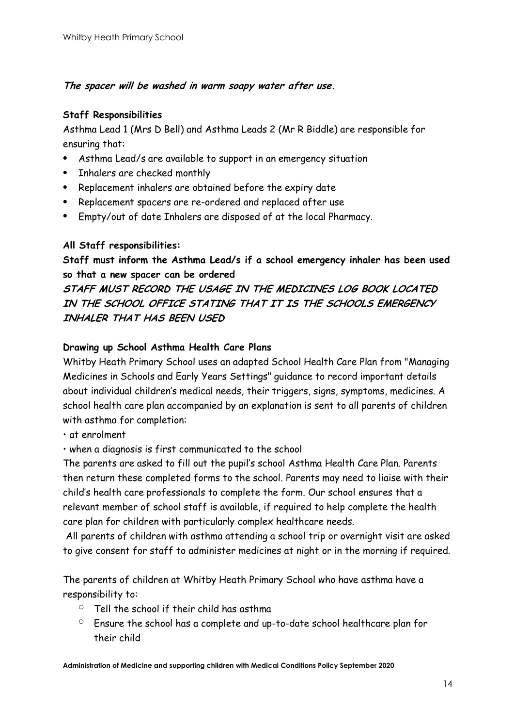***The spacer will be washed in warm soapy water after use.***

**Staff Responsibilities**

Asthma Lead 1 (Mrs D Bell) and Asthma Leads 2 (Mr R Biddle) are responsible for ensuring that:

- Asthma Lead/s are available to support in an emergency situation
- Inhalers are checked monthly
- Replacement inhalers are obtained before the expiry date
- Replacement spacers are re-ordered and replaced after use
- Empty/out of date Inhalers are disposed of at the local Pharmacy.

**All Staff responsibilities:**

**Staff must inform the Asthma Lead/s if a school emergency inhaler has been used so that a new spacer can be ordered**

***STAFF MUST RECORD THE USAGE IN THE MEDICINES LOG BOOK LOCATED IN THE SCHOOL OFFICE STATING THAT IT IS THE SCHOOLS EMERGENCY INHALER THAT HAS BEEN USED***

**Drawing up School Asthma Health Care Plans**

Whitby Heath Primary School uses an adapted School Health Care Plan from "Managing Medicines in Schools and Early Years Settings" guidance to record important details about individual children's medical needs, their triggers, signs, symptoms, medicines. A school health care plan accompanied by an explanation is sent to all parents of children with asthma for completion:

- at enrolment
- when a diagnosis is first communicated to the school

The parents are asked to fill out the pupil's school Asthma Health Care Plan. Parents then return these completed forms to the school. Parents may need to liaise with their child's health care professionals to complete the form. Our school ensures that a relevant member of school staff is available, if required to help complete the health care plan for children with particularly complex healthcare needs.

All parents of children with asthma attending a school trip or overnight visit are asked to give consent for staff to administer medicines at night or in the morning if required.

The parents of children at Whitby Heath Primary School who have asthma have a responsibility to:

- Tell the school if their child has asthma
- Ensure the school has a complete and up-to-date school healthcare plan for their child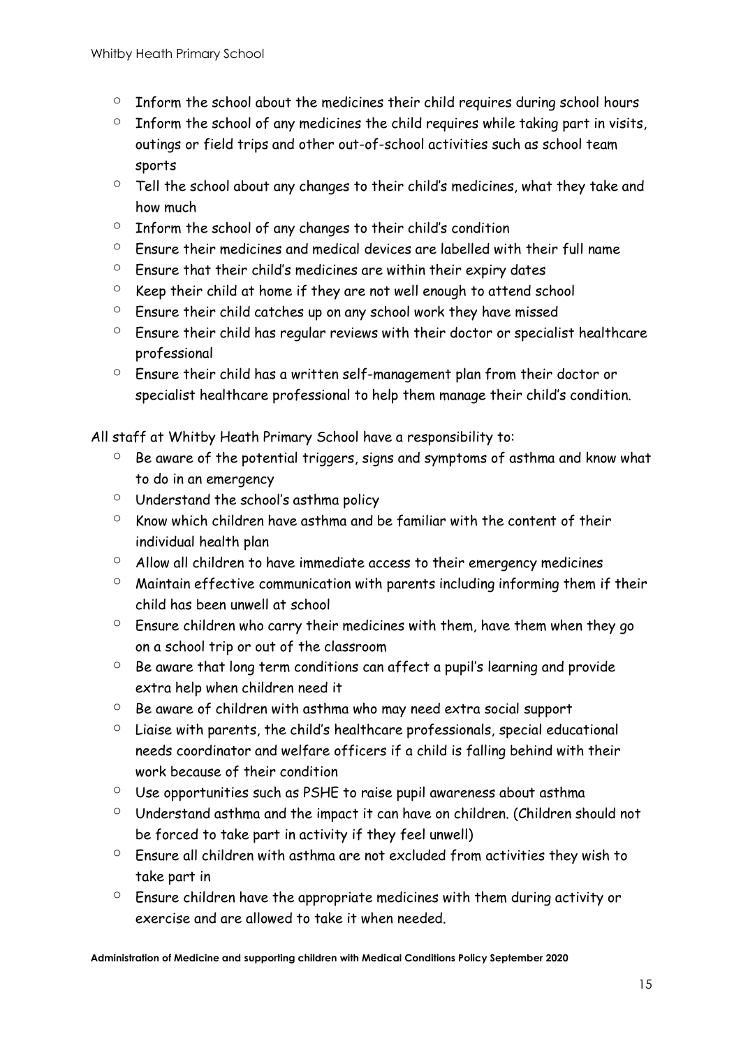- Inform the school about the medicines their child requires during school hours
- Inform the school of any medicines the child requires while taking part in visits, outings or field trips and other out-of-school activities such as school team sports
- Tell the school about any changes to their child's medicines, what they take and how much
- Inform the school of any changes to their child's condition
- Ensure their medicines and medical devices are labelled with their full name
- Ensure that their child's medicines are within their expiry dates
- Keep their child at home if they are not well enough to attend school
- Ensure their child catches up on any school work they have missed
- Ensure their child has regular reviews with their doctor or specialist healthcare professional
- Ensure their child has a written self-management plan from their doctor or specialist healthcare professional to help them manage their child's condition.

All staff at Whitby Heath Primary School have a responsibility to:

- Be aware of the potential triggers, signs and symptoms of asthma and know what to do in an emergency
- Understand the school's asthma policy
- Know which children have asthma and be familiar with the content of their individual health plan
- Allow all children to have immediate access to their emergency medicines
- Maintain effective communication with parents including informing them if their child has been unwell at school
- Ensure children who carry their medicines with them, have them when they go on a school trip or out of the classroom
- Be aware that long term conditions can affect a pupil's learning and provide extra help when children need it
- Be aware of children with asthma who may need extra social support
- Liaise with parents, the child's healthcare professionals, special educational needs coordinator and welfare officers if a child is falling behind with their work because of their condition
- Use opportunities such as PSHE to raise pupil awareness about asthma
- Understand asthma and the impact it can have on children. (Children should not be forced to take part in activity if they feel unwell)
- Ensure all children with asthma are not excluded from activities they wish to take part in
- Ensure children have the appropriate medicines with them during activity or exercise and are allowed to take it when needed.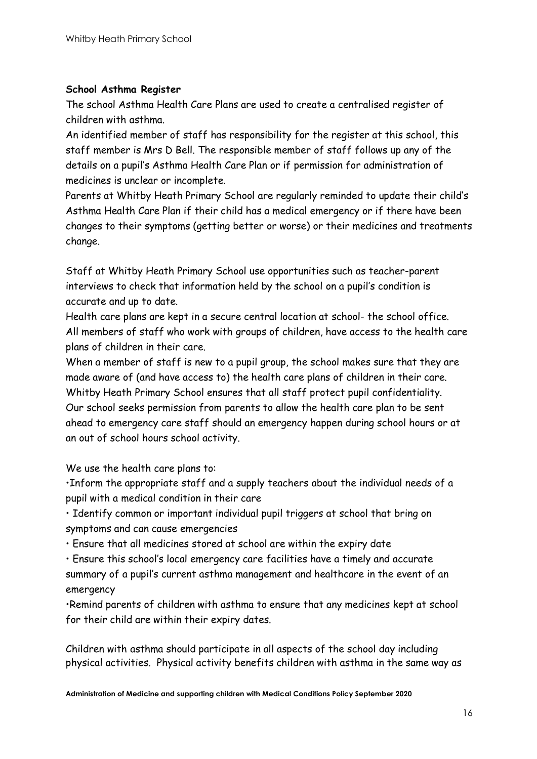**School Asthma Register**

The school Asthma Health Care Plans are used to create a centralised register of children with asthma.

An identified member of staff has responsibility for the register at this school, this staff member is Mrs D Bell. The responsible member of staff follows up any of the details on a pupil's Asthma Health Care Plan or if permission for administration of medicines is unclear or incomplete.

Parents at Whitby Heath Primary School are regularly reminded to update their child's Asthma Health Care Plan if their child has a medical emergency or if there have been changes to their symptoms (getting better or worse) or their medicines and treatments change.

Staff at Whitby Heath Primary School use opportunities such as teacher-parent interviews to check that information held by the school on a pupil's condition is accurate and up to date.

Health care plans are kept in a secure central location at school- the school office.

All members of staff who work with groups of children, have access to the health care plans of children in their care.

When a member of staff is new to a pupil group, the school makes sure that they are made aware of (and have access to) the health care plans of children in their care.

Whitby Heath Primary School ensures that all staff protect pupil confidentiality.

Our school seeks permission from parents to allow the health care plan to be sent ahead to emergency care staff should an emergency happen during school hours or at an out of school hours school activity.

We use the health care plans to:

- Inform the appropriate staff and a supply teachers about the individual needs of a pupil with a medical condition in their care
- Identify common or important individual pupil triggers at school that bring on symptoms and can cause emergencies
- Ensure that all medicines stored at school are within the expiry date
- Ensure this school's local emergency care facilities have a timely and accurate summary of a pupil's current asthma management and healthcare in the event of an emergency
- Remind parents of children with asthma to ensure that any medicines kept at school for their child are within their expiry dates.

Children with asthma should participate in all aspects of the school day including physical activities. Physical activity benefits children with asthma in the same way as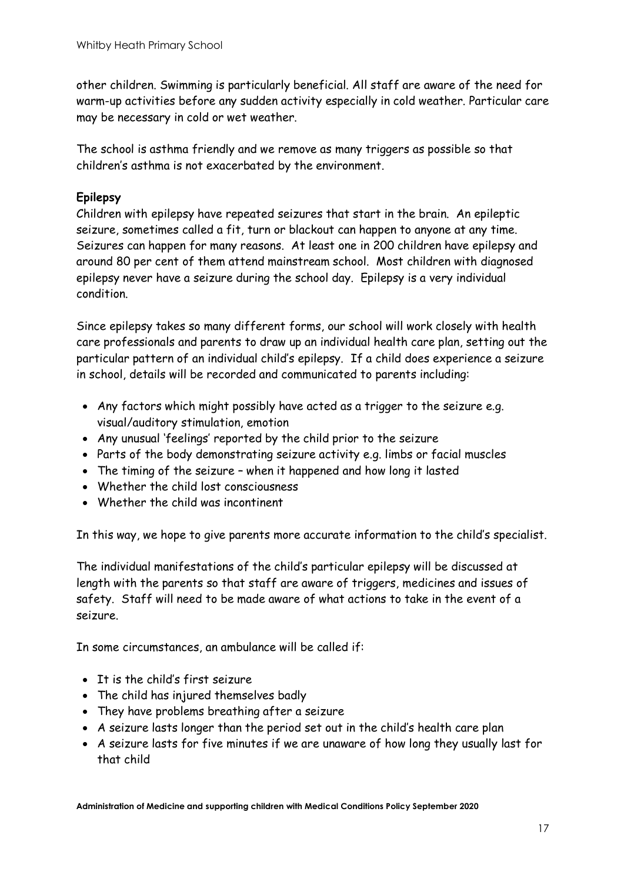other children. Swimming is particularly beneficial. All staff are aware of the need for warm-up activities before any sudden activity especially in cold weather. Particular care may be necessary in cold or wet weather.

The school is asthma friendly and we remove as many triggers as possible so that children's asthma is not exacerbated by the environment.

**Epilepsy**

Children with epilepsy have repeated seizures that start in the brain. An epileptic seizure, sometimes called a fit, turn or blackout can happen to anyone at any time. Seizures can happen for many reasons. At least one in 200 children have epilepsy and around 80 per cent of them attend mainstream school. Most children with diagnosed epilepsy never have a seizure during the school day. Epilepsy is a very individual condition.

Since epilepsy takes so many different forms, our school will work closely with health care professionals and parents to draw up an individual health care plan, setting out the particular pattern of an individual child's epilepsy. If a child does experience a seizure in school, details will be recorded and communicated to parents including:

- Any factors which might possibly have acted as a trigger to the seizure e.g. visual/auditory stimulation, emotion
- Any unusual 'feelings' reported by the child prior to the seizure
- Parts of the body demonstrating seizure activity e.g. limbs or facial muscles
- The timing of the seizure – when it happened and how long it lasted
- Whether the child lost consciousness
- Whether the child was incontinent

In this way, we hope to give parents more accurate information to the child's specialist.

The individual manifestations of the child's particular epilepsy will be discussed at length with the parents so that staff are aware of triggers, medicines and issues of safety. Staff will need to be made aware of what actions to take in the event of a seizure.

In some circumstances, an ambulance will be called if:

- It is the child's first seizure
- The child has injured themselves badly
- They have problems breathing after a seizure
- A seizure lasts longer than the period set out in the child's health care plan
- A seizure lasts for five minutes if we are unaware of how long they usually last for that child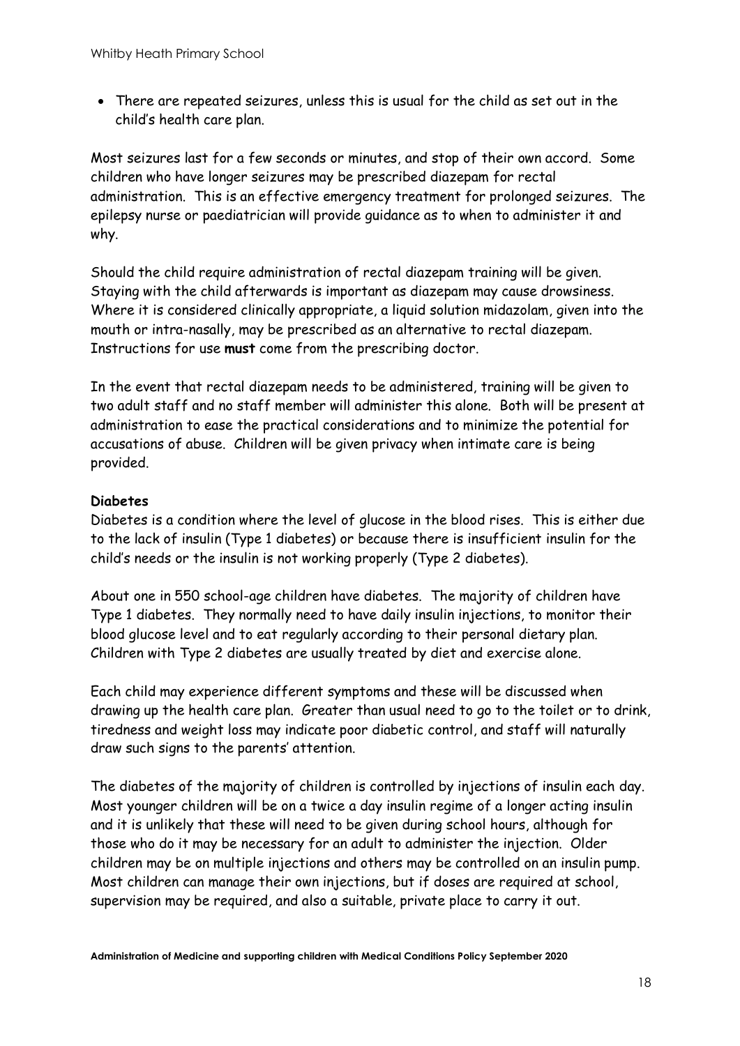- There are repeated seizures, unless this is usual for the child as set out in the child's health care plan.

Most seizures last for a few seconds or minutes, and stop of their own accord. Some children who have longer seizures may be prescribed diazepam for rectal administration. This is an effective emergency treatment for prolonged seizures. The epilepsy nurse or paediatrician will provide guidance as to when to administer it and why.

Should the child require administration of rectal diazepam training will be given. Staying with the child afterwards is important as diazepam may cause drowsiness. Where it is considered clinically appropriate, a liquid solution midazolam, given into the mouth or intra-nasally, may be prescribed as an alternative to rectal diazepam. Instructions for use **must** come from the prescribing doctor.

In the event that rectal diazepam needs to be administered, training will be given to two adult staff and no staff member will administer this alone. Both will be present at administration to ease the practical considerations and to minimize the potential for accusations of abuse. Children will be given privacy when intimate care is being provided.

**Diabetes**

Diabetes is a condition where the level of glucose in the blood rises. This is either due to the lack of insulin (Type 1 diabetes) or because there is insufficient insulin for the child's needs or the insulin is not working properly (Type 2 diabetes).

About one in 550 school-age children have diabetes. The majority of children have Type 1 diabetes. They normally need to have daily insulin injections, to monitor their blood glucose level and to eat regularly according to their personal dietary plan. Children with Type 2 diabetes are usually treated by diet and exercise alone.

Each child may experience different symptoms and these will be discussed when drawing up the health care plan. Greater than usual need to go to the toilet or to drink, tiredness and weight loss may indicate poor diabetic control, and staff will naturally draw such signs to the parents' attention.

The diabetes of the majority of children is controlled by injections of insulin each day. Most younger children will be on a twice a day insulin regime of a longer acting insulin and it is unlikely that these will need to be given during school hours, although for those who do it may be necessary for an adult to administer the injection. Older children may be on multiple injections and others may be controlled on an insulin pump. Most children can manage their own injections, but if doses are required at school, supervision may be required, and also a suitable, private place to carry it out.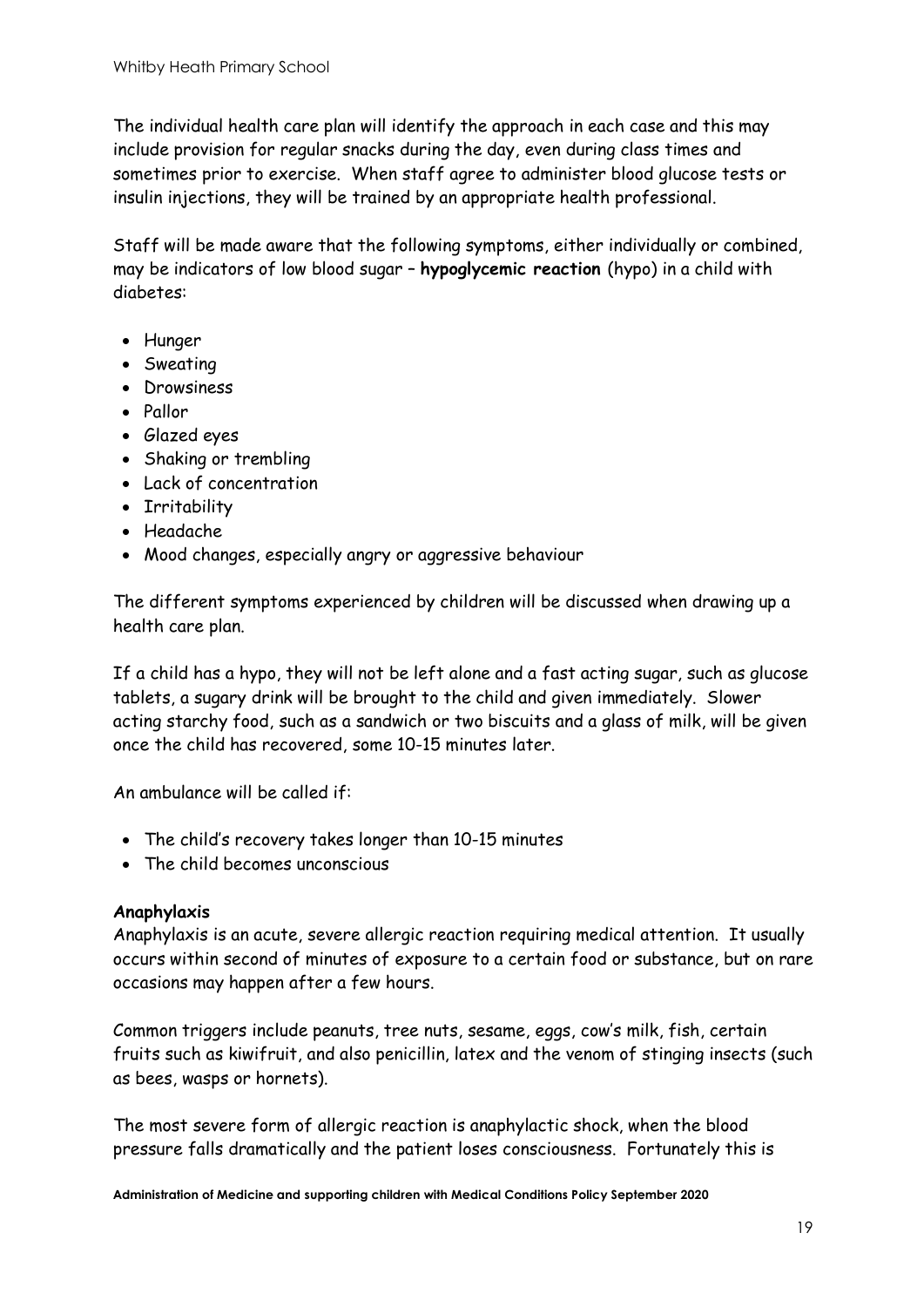The individual health care plan will identify the approach in each case and this may include provision for regular snacks during the day, even during class times and sometimes prior to exercise. When staff agree to administer blood glucose tests or insulin injections, they will be trained by an appropriate health professional.

Staff will be made aware that the following symptoms, either individually or combined, may be indicators of low blood sugar – **hypoglycemic reaction** (hypo) in a child with diabetes:

- Hunger
- Sweating
- Drowsiness
- Pallor
- Glazed eyes
- Shaking or trembling
- Lack of concentration
- Irritability
- Headache
- Mood changes, especially angry or aggressive behaviour

The different symptoms experienced by children will be discussed when drawing up a health care plan.

If a child has a hypo, they will not be left alone and a fast acting sugar, such as glucose tablets, a sugary drink will be brought to the child and given immediately. Slower acting starchy food, such as a sandwich or two biscuits and a glass of milk, will be given once the child has recovered, some 10-15 minutes later.

An ambulance will be called if:

- The child's recovery takes longer than 10-15 minutes
- The child becomes unconscious

**Anaphylaxis**

Anaphylaxis is an acute, severe allergic reaction requiring medical attention. It usually occurs within second of minutes of exposure to a certain food or substance, but on rare occasions may happen after a few hours.

Common triggers include peanuts, tree nuts, sesame, eggs, cow's milk, fish, certain fruits such as kiwifruit, and also penicillin, latex and the venom of stinging insects (such as bees, wasps or hornets).

The most severe form of allergic reaction is anaphylactic shock, when the blood pressure falls dramatically and the patient loses consciousness. Fortunately this is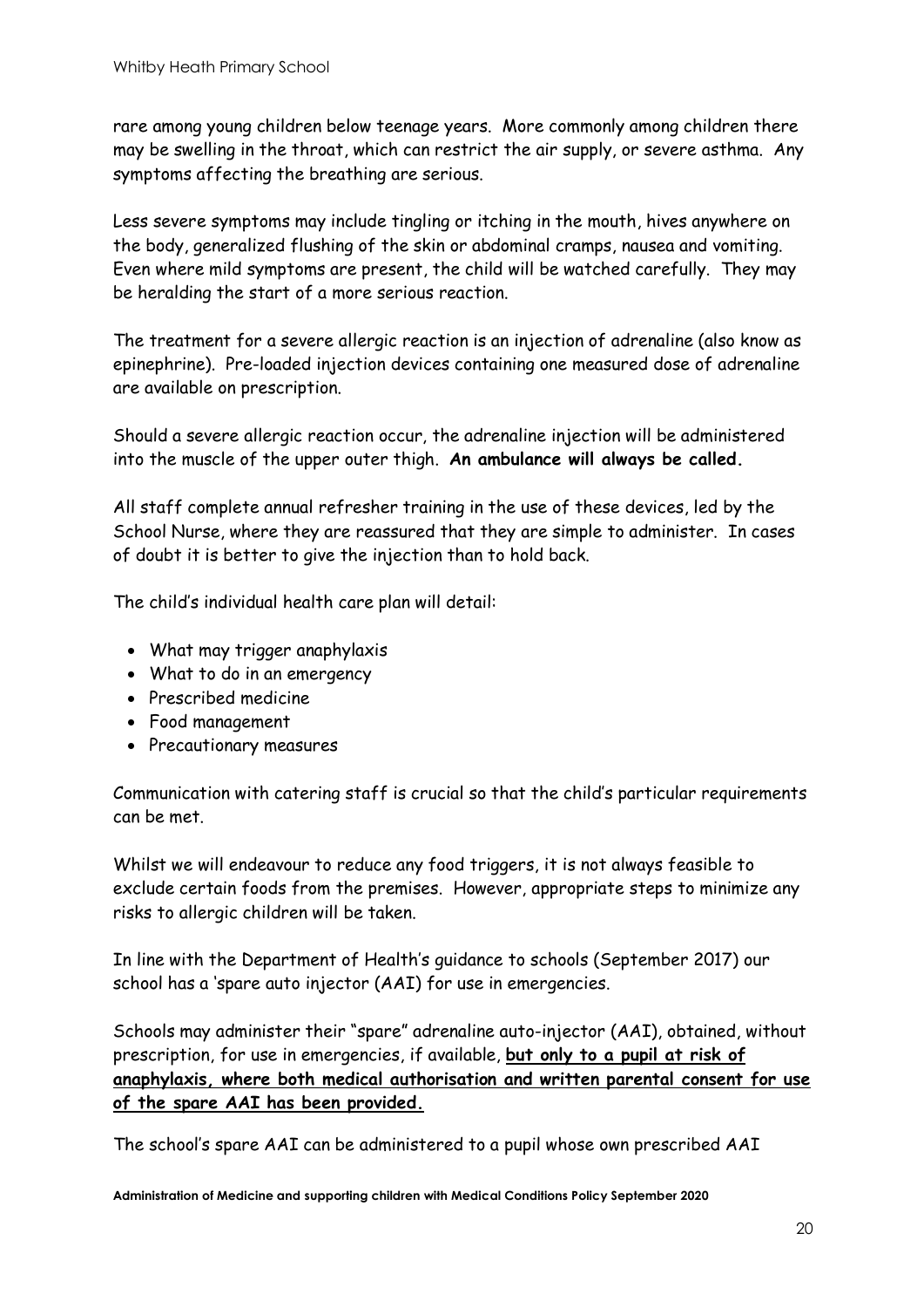rare among young children below teenage years. More commonly among children there may be swelling in the throat, which can restrict the air supply, or severe asthma. Any symptoms affecting the breathing are serious.

Less severe symptoms may include tingling or itching in the mouth, hives anywhere on the body, generalized flushing of the skin or abdominal cramps, nausea and vomiting. Even where mild symptoms are present, the child will be watched carefully. They may be heralding the start of a more serious reaction.

The treatment for a severe allergic reaction is an injection of adrenaline (also know as epinephrine). Pre-loaded injection devices containing one measured dose of adrenaline are available on prescription.

Should a severe allergic reaction occur, the adrenaline injection will be administered into the muscle of the upper outer thigh. **An ambulance will always be called.**

All staff complete annual refresher training in the use of these devices, led by the School Nurse, where they are reassured that they are simple to administer. In cases of doubt it is better to give the injection than to hold back.

The child's individual health care plan will detail:

- What may trigger anaphylaxis
- What to do in an emergency
- Prescribed medicine
- Food management
- Precautionary measures

Communication with catering staff is crucial so that the child's particular requirements can be met.

Whilst we will endeavour to reduce any food triggers, it is not always feasible to exclude certain foods from the premises. However, appropriate steps to minimize any risks to allergic children will be taken.

In line with the Department of Health's guidance to schools (September 2017) our school has a 'spare auto injector (AAI) for use in emergencies.

Schools may administer their "spare" adrenaline auto-injector (AAI), obtained, without prescription, for use in emergencies, if available, **but only to a pupil at risk of anaphylaxis, where both medical authorisation and written parental consent for use of the spare AAI has been provided.**

The school's spare AAI can be administered to a pupil whose own prescribed AAI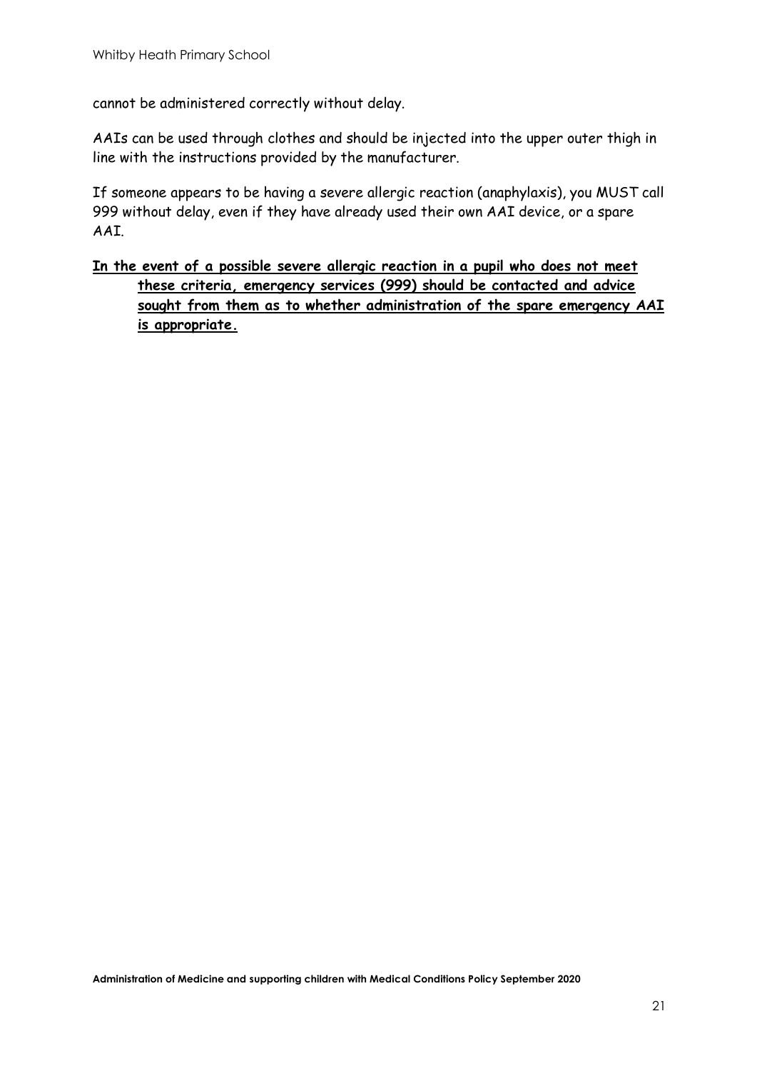cannot be administered correctly without delay.

AAIs can be used through clothes and should be injected into the upper outer thigh in line with the instructions provided by the manufacturer.

If someone appears to be having a severe allergic reaction (anaphylaxis), you MUST call 999 without delay, even if they have already used their own AAI device, or a spare AAI.

**In the event of a possible severe allergic reaction in a pupil who does not meet these criteria, emergency services (999) should be contacted and advice sought from them as to whether administration of the spare emergency AAI is appropriate.**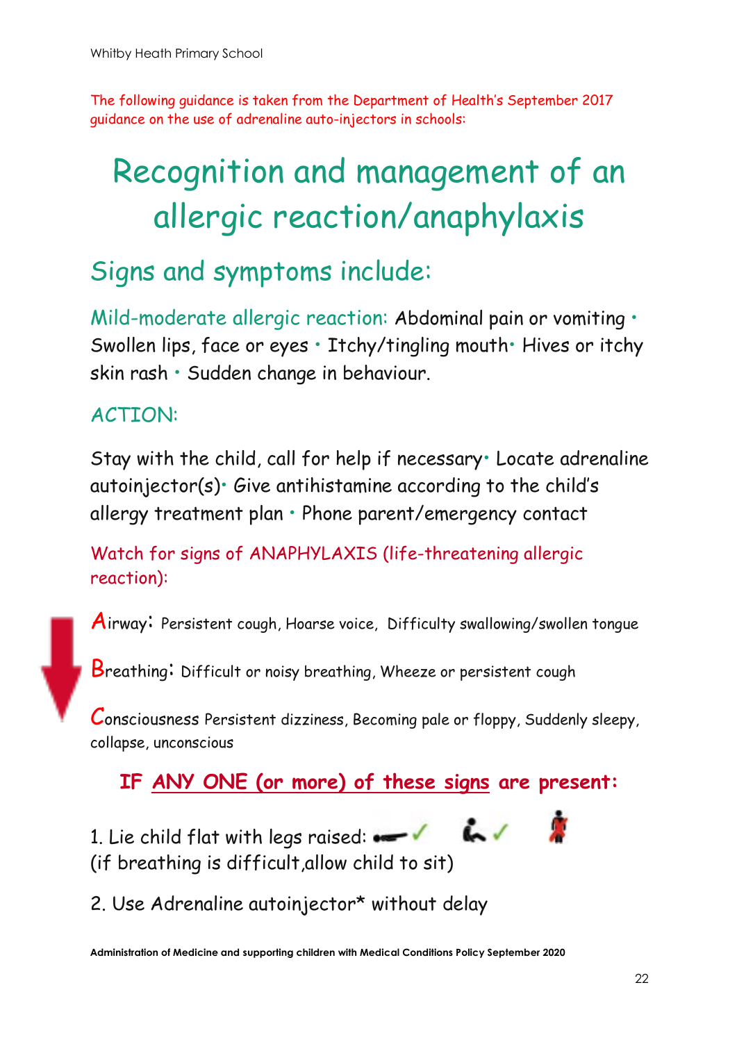The following guidance is taken from the Department of Health's September 2017 guidance on the use of adrenaline auto-injectors in schools:

# Recognition and management of an allergic reaction/anaphylaxis

## Signs and symptoms include:

Mild-moderate allergic reaction: Abdominal pain or vomiting • Swollen lips, face or eyes • Itchy/tingling mouth • Hives or itchy skin rash • Sudden change in behaviour.

ACTION:

Stay with the child, call for help if necessary • Locate adrenaline autoinjector(s) • Give antihistamine according to the child's allergy treatment plan • Phone parent/emergency contact

Watch for signs of ANAPHYLAXIS (life-threatening allergic reaction):

**A**irway: Persistent cough, Hoarse voice, Difficulty swallowing/swollen tongue

**B**reathing: Difficult or noisy breathing, Wheeze or persistent cough

**C**onsciousness Persistent dizziness, Becoming pale or floppy, Suddenly sleepy, collapse, unconscious

**IF ANY ONE (or more) of these signs are present:**

1. Lie child flat with legs raised: ✓ ✓
(if breathing is difficult,allow child to sit)

2. Use Adrenaline autoinjector* without delay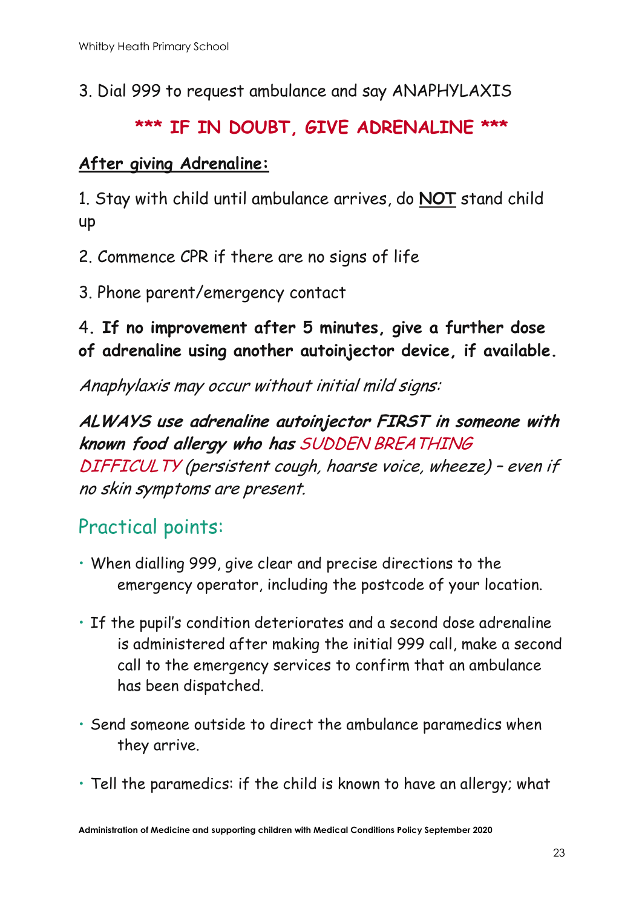3. Dial 999 to request ambulance and say ANAPHYLAXIS

**\*\*\* IF IN DOUBT, GIVE ADRENALINE \*\*\***

**After giving Adrenaline:**

1. Stay with child until ambulance arrives, do **NOT** stand child up

2. Commence CPR if there are no signs of life

3. Phone parent/emergency contact

4. **If no improvement after 5 minutes, give a further dose of adrenaline using another autoinjector device, if available.**

*Anaphylaxis may occur without initial mild signs:*

***ALWAYS use adrenaline autoinjector FIRST in someone with known food allergy who has** SUDDEN BREATHING DIFFICULTY (persistent cough, hoarse voice, wheeze) – even if no skin symptoms are present.*

## Practical points:

- When dialling 999, give clear and precise directions to the emergency operator, including the postcode of your location.
- If the pupil's condition deteriorates and a second dose adrenaline is administered after making the initial 999 call, make a second call to the emergency services to confirm that an ambulance has been dispatched.
- Send someone outside to direct the ambulance paramedics when they arrive.
- Tell the paramedics: if the child is known to have an allergy; what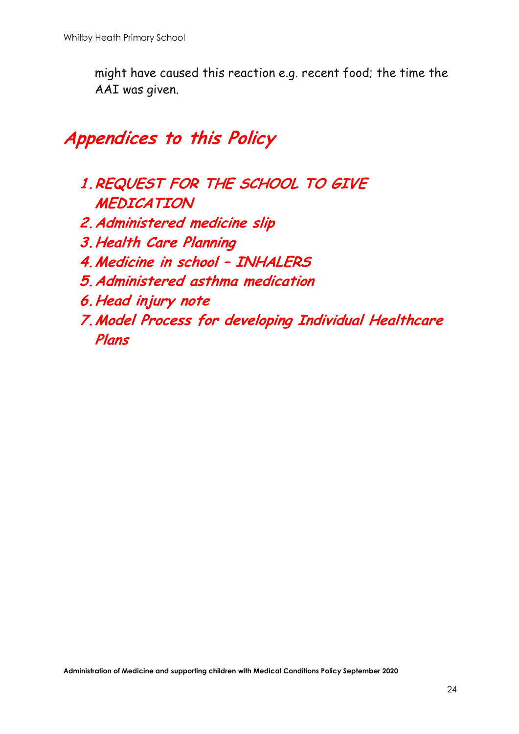might have caused this reaction e.g. recent food; the time the AAI was given.

## *Appendices to this Policy*

1. ***REQUEST FOR THE SCHOOL TO GIVE MEDICATION***
2. ***Administered medicine slip***
3. ***Health Care Planning***
4. ***Medicine in school – INHALERS***
5. ***Administered asthma medication***
6. ***Head injury note***
7. ***Model Process for developing Individual Healthcare Plans***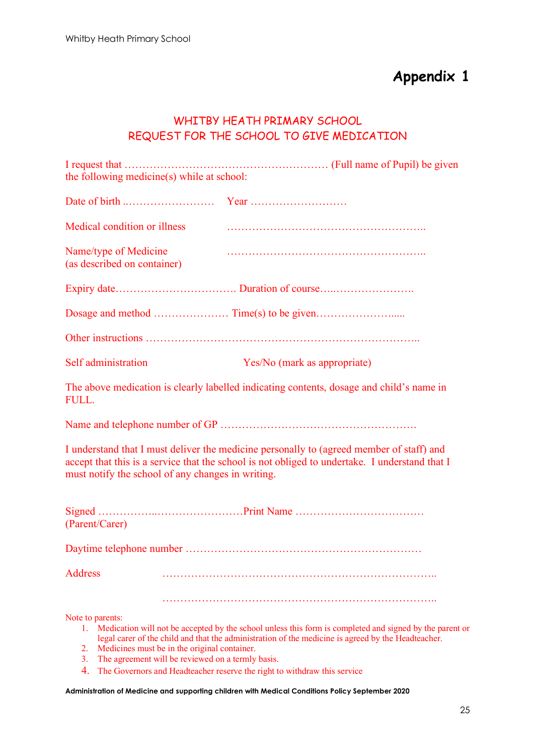# Appendix 1

## WHITBY HEATH PRIMARY SCHOOL
## REQUEST FOR THE SCHOOL TO GIVE MEDICATION

I request that ………………………………………………… (Full name of Pupil) be given the following medicine(s) while at school:

Date of birth ..…………………… Year ………………………

Medical condition or illness ………………………………………………..

Name/type of Medicine (as described on container) ………………………………………………..

Expiry date……………………………. Duration of course…..…………………..

Dosage and method ………………… Time(s) to be given…………………....

Other instructions ………………………………………………………………..

Self administration Yes/No (mark as appropriate)

The above medication is clearly labelled indicating contents, dosage and child's name in FULL.

Name and telephone number of GP ……………………………………………….

I understand that I must deliver the medicine personally to (agreed member of staff) and accept that this is a service that the school is not obliged to undertake. I understand that I must notify the school of any changes in writing.

Signed ……………..……………………Print Name ………………………………
(Parent/Carer)

Daytime telephone number ………………………………………………………

Address ………………………………………………………………….

………………………………………………………………….

Note to parents:

1. Medication will not be accepted by the school unless this form is completed and signed by the parent or legal carer of the child and that the administration of the medicine is agreed by the Headteacher.
2. Medicines must be in the original container.
3. The agreement will be reviewed on a termly basis.
4. The Governors and Headteacher reserve the right to withdraw this service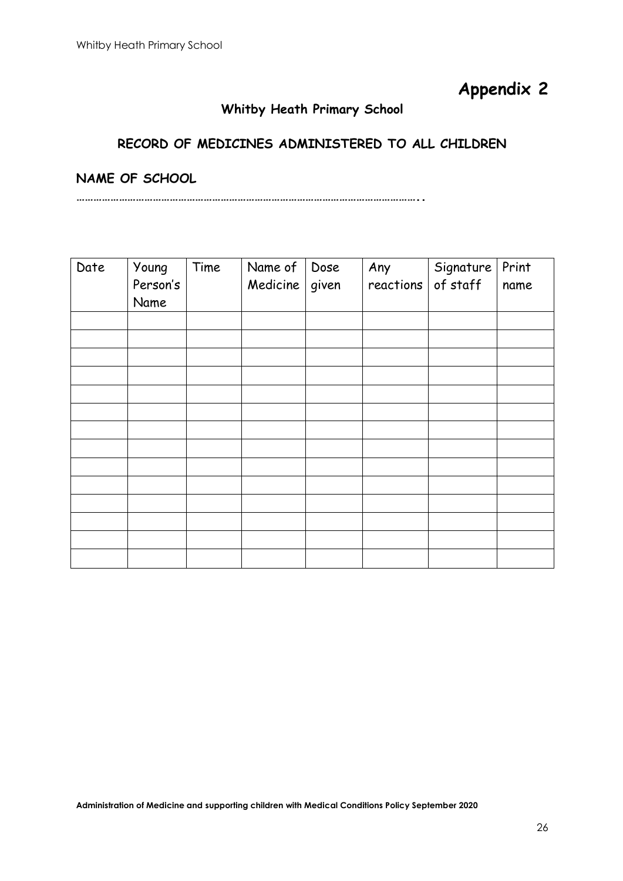# Appendix 2

## Whitby Heath Primary School

### RECORD OF MEDICINES ADMINISTERED TO ALL CHILDREN

**NAME OF SCHOOL**

……………………………………………………………………………………………………..

| Date | Young Person's Name | Time | Name of Medicine | Dose given | Any reactions | Signature of staff | Print name |
|---|---|---|---|---|---|---|---|
| | | | | | | | |
| | | | | | | | |
| | | | | | | | |
| | | | | | | | |
| | | | | | | | |
| | | | | | | | |
| | | | | | | | |
| | | | | | | | |
| | | | | | | | |
| | | | | | | | |
| | | | | | | | |
| | | | | | | | |
| | | | | | | | |
| | | | | | | | |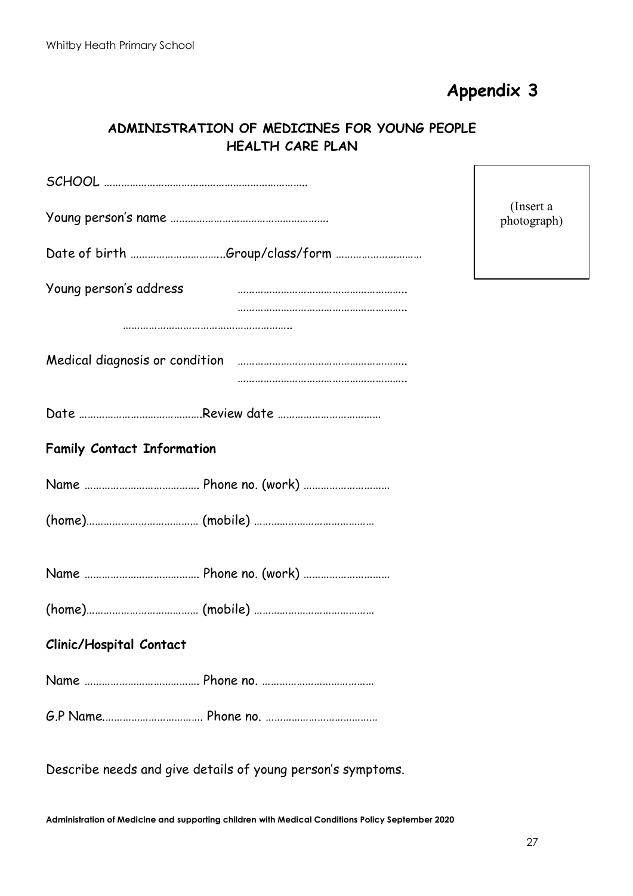# Appendix 3

## ADMINISTRATION OF MEDICINES FOR YOUNG PEOPLE HEALTH CARE PLAN

(Insert a photograph)

SCHOOL …………………………………………………………….

Young person's name ……………………………………………….

Date of birth …………………………..Group/class/form …………………………

Young person's address ……………………………………………………..
……………………………………………………..
……………………………………………………..

Medical diagnosis or condition ……………………………………………………..
……………………………………………………..

Date ……………………………………Review date ………………………………

**Family Contact Information**

Name …………………………………. Phone no. (work) …………………………

(home)………………………………… (mobile) ……………………………………

Name …………………………………. Phone no. (work) …………………………

(home)………………………………… (mobile) ……………………………………

**Clinic/Hospital Contact**

Name …………………………………. Phone no. …………………………………

G.P Name……………………………. Phone no. …………………………………

Describe needs and give details of young person's symptoms.

**Administration of Medicine and supporting children with Medical Conditions Policy September 2020**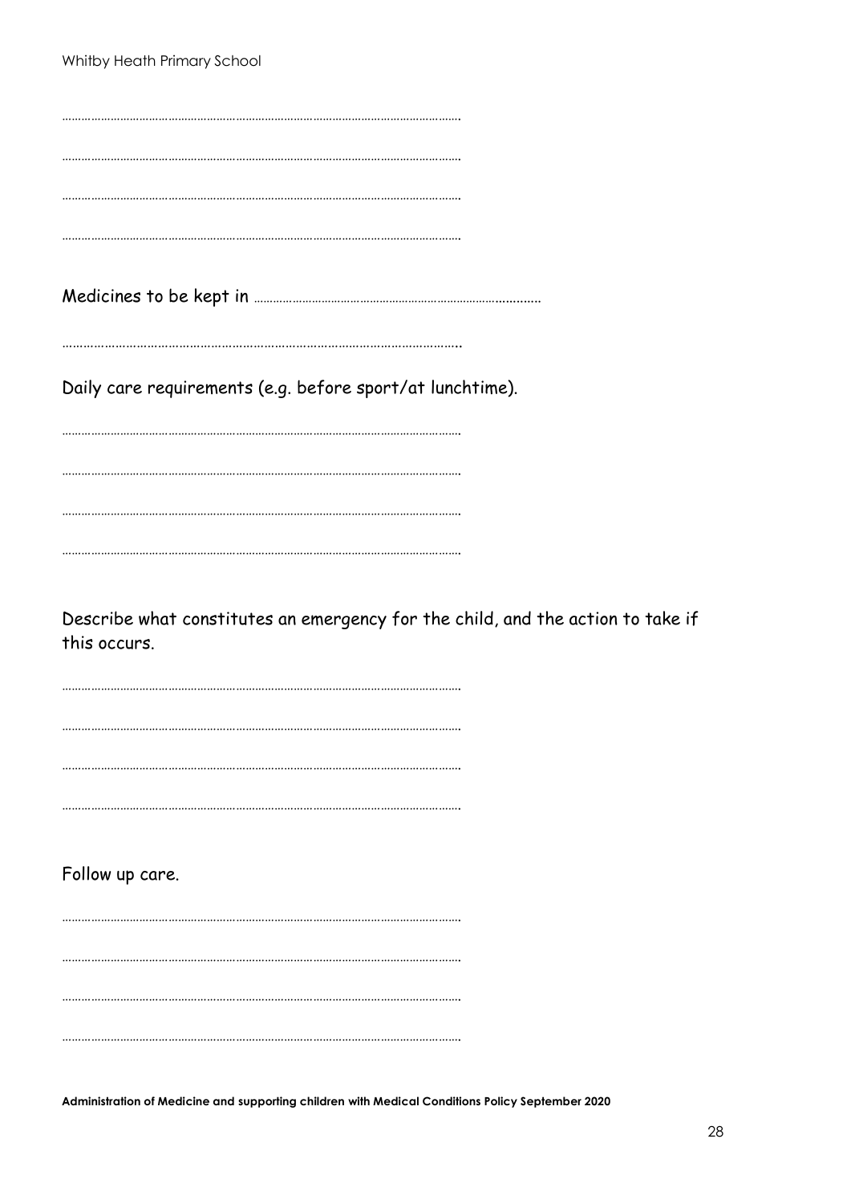…………………………………………………………………………………………………………

…………………………………………………………………………………………………………

…………………………………………………………………………………………………………

…………………………………………………………………………………………………………

Medicines to be kept in ……………………………………………………………………………

…………………………………………………………………………………………………

Daily care requirements (e.g. before sport/at lunchtime).

…………………………………………………………………………………………………………

…………………………………………………………………………………………………………

…………………………………………………………………………………………………………

…………………………………………………………………………………………………………

Describe what constitutes an emergency for the child, and the action to take if this occurs.

…………………………………………………………………………………………………………

…………………………………………………………………………………………………………

…………………………………………………………………………………………………………

…………………………………………………………………………………………………………

Follow up care.

…………………………………………………………………………………………………………

…………………………………………………………………………………………………………

…………………………………………………………………………………………………………

…………………………………………………………………………………………………………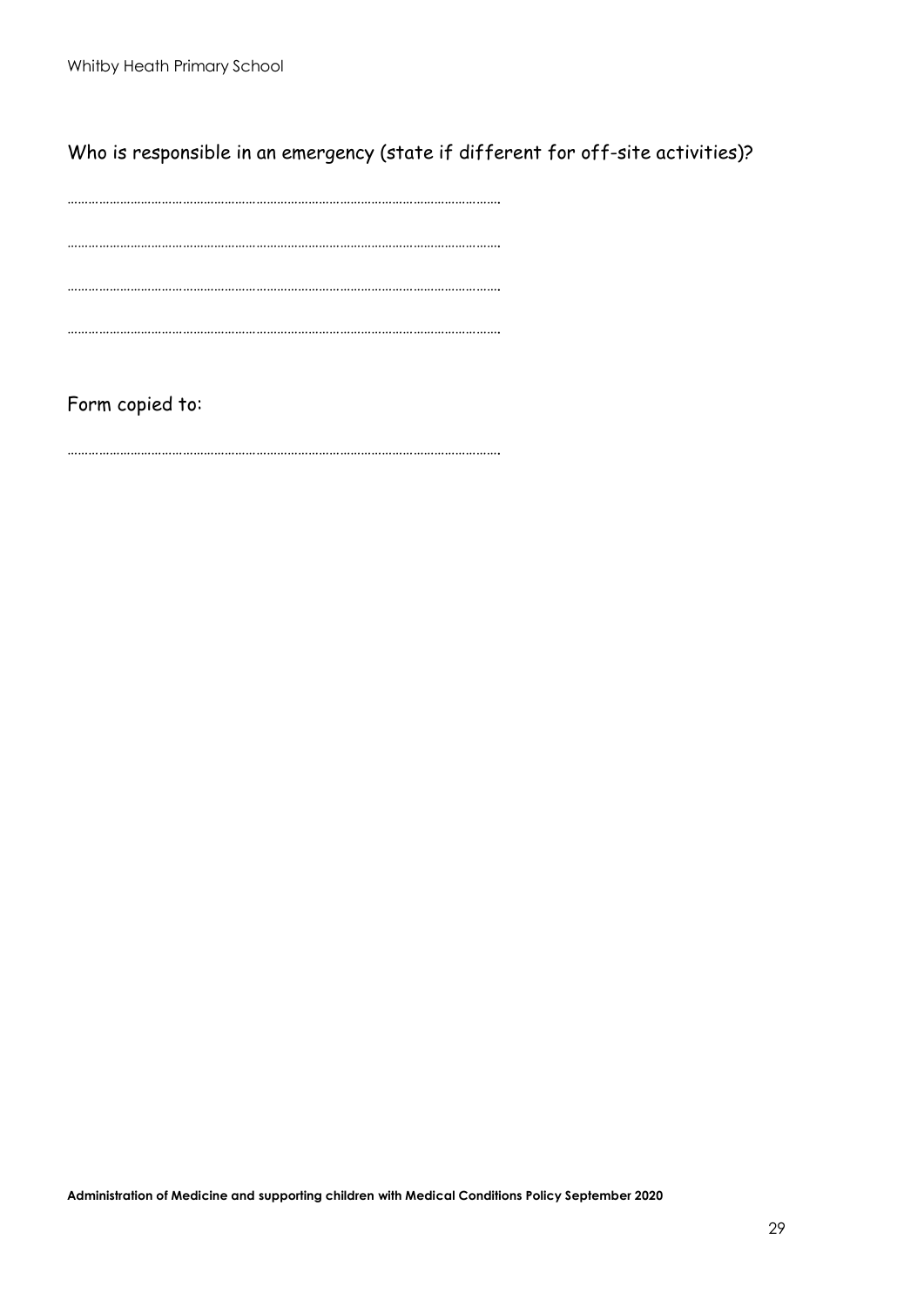Who is responsible in an emergency (state if different for off-site activities)?

……………………………………………………………………………………………………

……………………………………………………………………………………………………

……………………………………………………………………………………………………

……………………………………………………………………………………………………

Form copied to:

……………………………………………………………………………………………………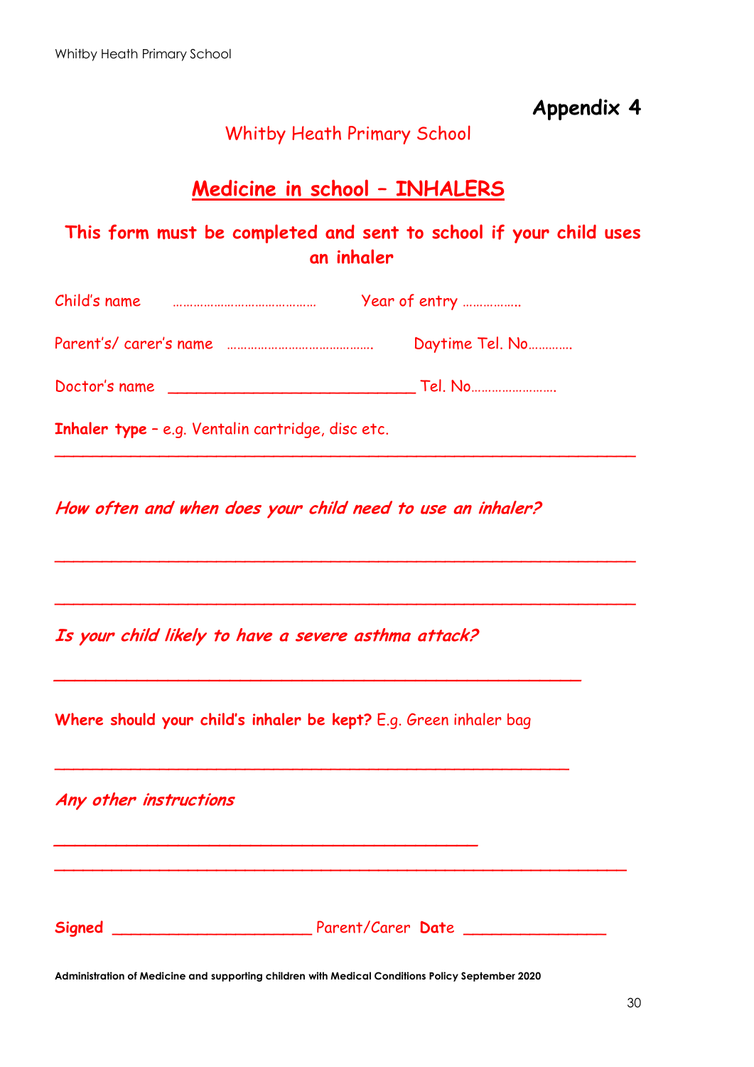## Appendix 4

Whitby Heath Primary School

# Medicine in school – INHALERS

**This form must be completed and sent to school if your child uses an inhaler**

Child's name …………………………………… Year of entry …………….

Parent's/ carer's name ……………………………………. Daytime Tel. No…………

Doctor's name ____________________________ Tel. No……………………..

**Inhaler type** – e.g. Ventalin cartridge, disc etc.

_______________________________________________________________

***How often and when does your child need to use an inhaler?***

_______________________________________________________________

_______________________________________________________________

***Is your child likely to have a severe asthma attack?***

_______________________________________________________________

**Where should your child's inhaler be kept?** E.g. Green inhaler bag

_______________________________________________________________

***Any other instructions***

_______________________________________________________________

_______________________________________________________________

**Signed** ______________________ Parent/Carer **Date** ________________

**Administration of Medicine and supporting children with Medical Conditions Policy September 2020**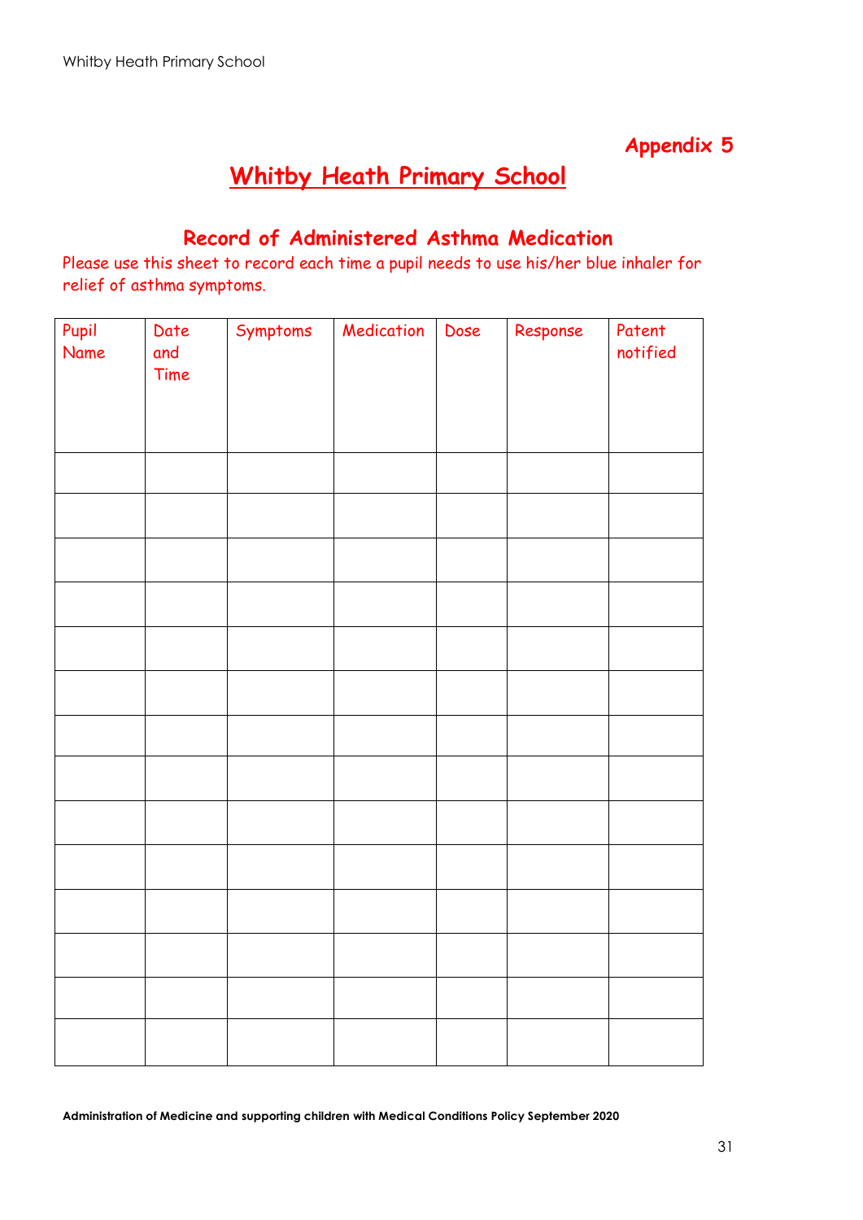**Appendix 5**

# Whitby Heath Primary School

## Record of Administered Asthma Medication

Please use this sheet to record each time a pupil needs to use his/her blue inhaler for relief of asthma symptoms.

| Pupil Name | Date and Time | Symptoms | Medication | Dose | Response | Patent notified |
|---|---|---|---|---|---|---|
| | | | | | | |
| | | | | | | |
| | | | | | | |
| | | | | | | |
| | | | | | | |
| | | | | | | |
| | | | | | | |
| | | | | | | |
| | | | | | | |
| | | | | | | |
| | | | | | | |
| | | | | | | |
| | | | | | | |
| | | | | | | |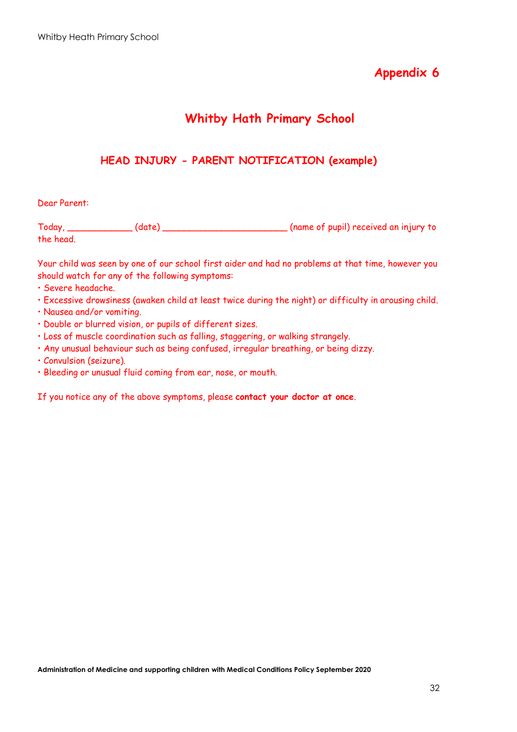# Appendix 6

## Whitby Hath Primary School

### HEAD INJURY - PARENT NOTIFICATION (example)

Dear Parent:

Today, ____________ (date) _______________________ (name of pupil) received an injury to the head.

Your child was seen by one of our school first aider and had no problems at that time, however you should watch for any of the following symptoms:

- Severe headache.
- Excessive drowsiness (awaken child at least twice during the night) or difficulty in arousing child.
- Nausea and/or vomiting.
- Double or blurred vision, or pupils of different sizes.
- Loss of muscle coordination such as falling, staggering, or walking strangely.
- Any unusual behaviour such as being confused, irregular breathing, or being dizzy.
- Convulsion (seizure).
- Bleeding or unusual fluid coming from ear, nose, or mouth.

If you notice any of the above symptoms, please **contact your doctor at once**.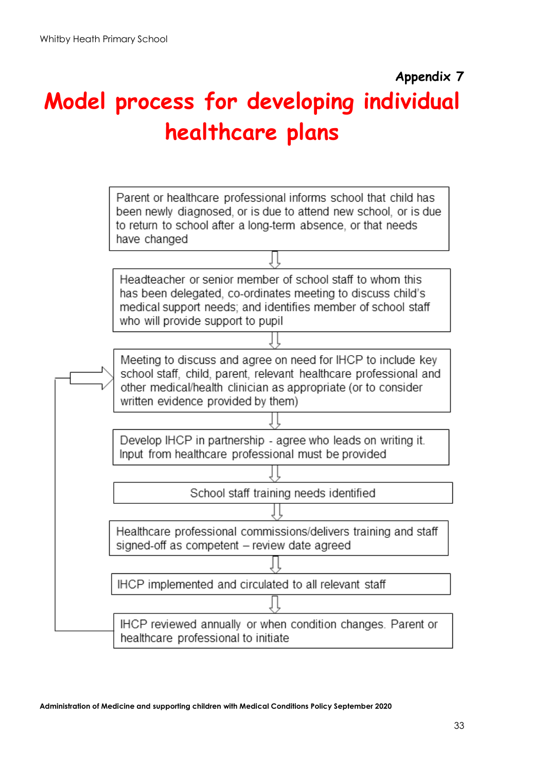Appendix 7

# Model process for developing individual healthcare plans

Parent or healthcare professional informs school that child has been newly diagnosed, or is due to attend new school, or is due to return to school after a long-term absence, or that needs have changed

Headteacher or senior member of school staff to whom this has been delegated, co-ordinates meeting to discuss child's medical support needs; and identifies member of school staff who will provide support to pupil

Meeting to discuss and agree on need for IHCP to include key school staff, child, parent, relevant healthcare professional and other medical/health clinician as appropriate (or to consider written evidence provided by them)

Develop IHCP in partnership - agree who leads on writing it. Input from healthcare professional must be provided

School staff training needs identified

Healthcare professional commissions/delivers training and staff signed-off as competent – review date agreed

IHCP implemented and circulated to all relevant staff

IHCP reviewed annually or when condition changes. Parent or healthcare professional to initiate